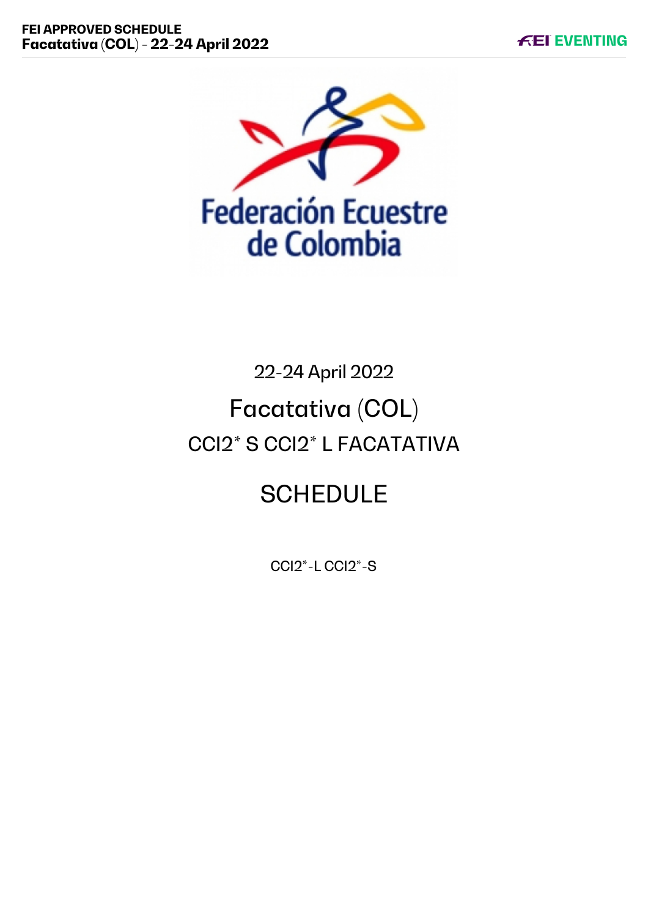Federación Ecuestre de Colombia

22-24 April 2022

# Facatativa (COL)

## CCI2* S CCI2* L FACATATIVA

# SCHEDULE

CCI2*-L CCI2*-S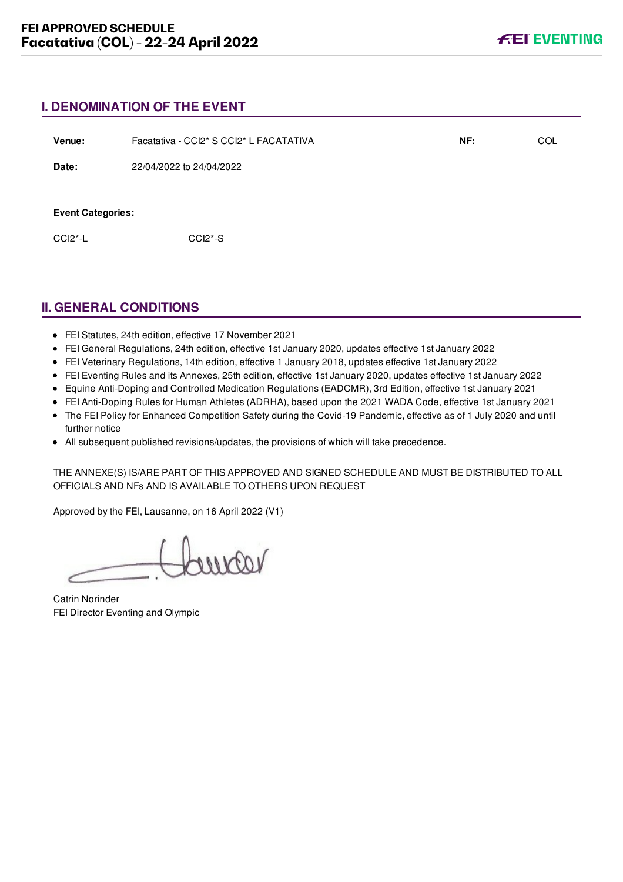## I. DENOMINATION OF THE EVENT

| | | | |
|---|---|---|---|
| **Venue:** | Facatativa - CCI2* S CCI2* L FACATATIVA | **NF:** | COL |
| **Date:** | 22/04/2022 to 24/04/2022 | | |

**Event Categories:**

CCI2*-L CCI2*-S

## II. GENERAL CONDITIONS

- FEI Statutes, 24th edition, effective 17 November 2021
- FEI General Regulations, 24th edition, effective 1st January 2020, updates effective 1st January 2022
- FEI Veterinary Regulations, 14th edition, effective 1 January 2018, updates effective 1st January 2022
- FEI Eventing Rules and its Annexes, 25th edition, effective 1st January 2020, updates effective 1st January 2022
- Equine Anti-Doping and Controlled Medication Regulations (EADCMR), 3rd Edition, effective 1st January 2021
- FEI Anti-Doping Rules for Human Athletes (ADRHA), based upon the 2021 WADA Code, effective 1st January 2021
- The FEI Policy for Enhanced Competition Safety during the Covid-19 Pandemic, effective as of 1 July 2020 and until further notice
- All subsequent published revisions/updates, the provisions of which will take precedence.

THE ANNEXE(S) IS/ARE PART OF THIS APPROVED AND SIGNED SCHEDULE AND MUST BE DISTRIBUTED TO ALL OFFICIALS AND NFs AND IS AVAILABLE TO OTHERS UPON REQUEST

Approved by the FEI, Lausanne, on 16 April 2022 (V1)

Catrin Norinder
FEI Director Eventing and Olympic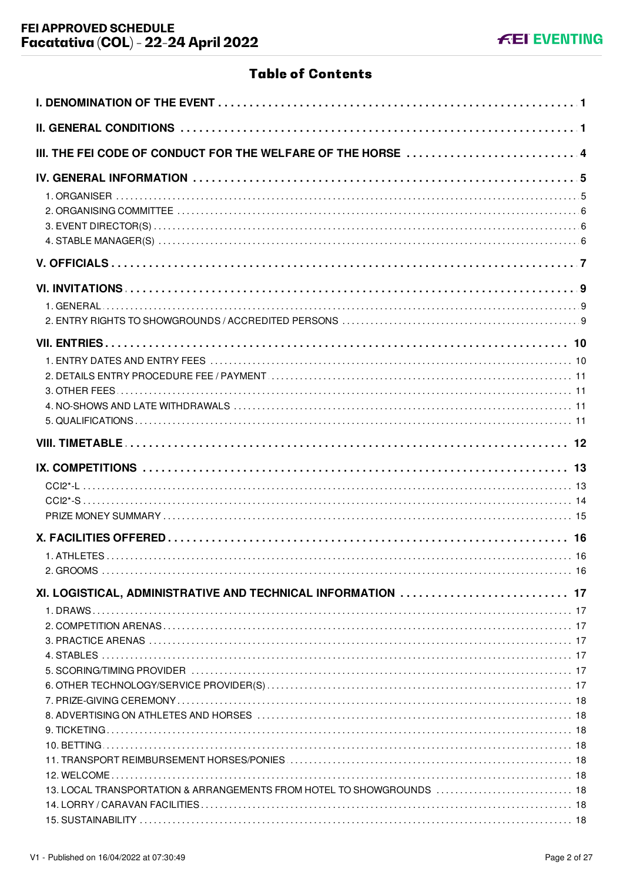# Table of Contents

| | |
|---|---|
| **I. DENOMINATION OF THE EVENT** | **1** |
| **II. GENERAL CONDITIONS** | **1** |
| **III. THE FEI CODE OF CONDUCT FOR THE WELFARE OF THE HORSE** | **4** |
| **IV. GENERAL INFORMATION** | **5** |
| 1. ORGANISER | 5 |
| 2. ORGANISING COMMITTEE | 6 |
| 3. EVENT DIRECTOR(S) | 6 |
| 4. STABLE MANAGER(S) | 6 |
| **V. OFFICIALS** | **7** |
| **VI. INVITATIONS** | **9** |
| 1. GENERAL | 9 |
| 2. ENTRY RIGHTS TO SHOWGROUNDS / ACCREDITED PERSONS | 9 |
| **VII. ENTRIES** | **10** |
| 1. ENTRY DATES AND ENTRY FEES | 10 |
| 2. DETAILS ENTRY PROCEDURE FEE / PAYMENT | 11 |
| 3. OTHER FEES | 11 |
| 4. NO-SHOWS AND LATE WITHDRAWALS | 11 |
| 5. QUALIFICATIONS | 11 |
| **VIII. TIMETABLE** | **12** |
| **IX. COMPETITIONS** | **13** |
| CCI2*-L | 13 |
| CCI2*-S | 14 |
| PRIZE MONEY SUMMARY | 15 |
| **X. FACILITIES OFFERED** | **16** |
| 1. ATHLETES | 16 |
| 2. GROOMS | 16 |
| **XI. LOGISTICAL, ADMINISTRATIVE AND TECHNICAL INFORMATION** | **17** |
| 1. DRAWS | 17 |
| 2. COMPETITION ARENAS | 17 |
| 3. PRACTICE ARENAS | 17 |
| 4. STABLES | 17 |
| 5. SCORING/TIMING PROVIDER | 17 |
| 6. OTHER TECHNOLOGY/SERVICE PROVIDER(S) | 17 |
| 7. PRIZE-GIVING CEREMONY | 18 |
| 8. ADVERTISING ON ATHLETES AND HORSES | 18 |
| 9. TICKETING | 18 |
| 10. BETTING | 18 |
| 11. TRANSPORT REIMBURSEMENT HORSES/PONIES | 18 |
| 12. WELCOME | 18 |
| 13. LOCAL TRANSPORTATION & ARRANGEMENTS FROM HOTEL TO SHOWGROUNDS | 18 |
| 14. LORRY / CARAVAN FACILITIES | 18 |
| 15. SUSTAINABILITY | 18 |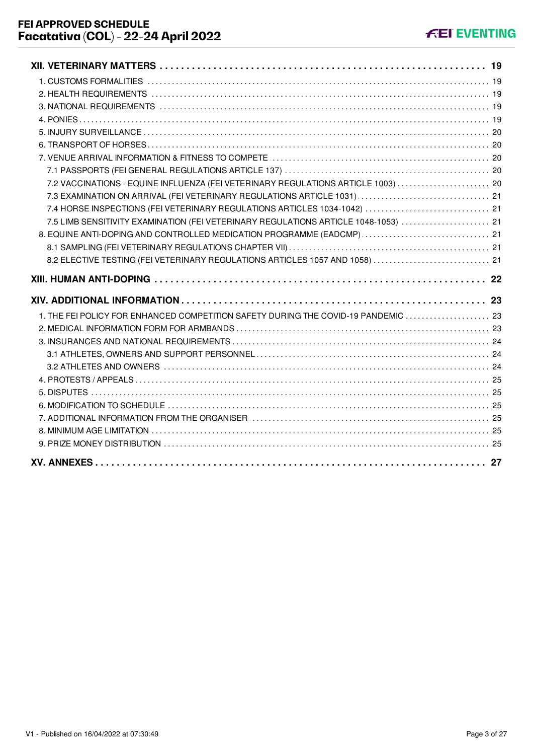**XII. VETERINARY MATTERS ........ 19**

1. CUSTOMS FORMALITIES ........ 19
2. HEALTH REQUIREMENTS ........ 19
3. NATIONAL REQUIREMENTS ........ 19
4. PONIES ........ 19
5. INJURY SURVEILLANCE ........ 20
6. TRANSPORT OF HORSES ........ 20
7. VENUE ARRIVAL INFORMATION & FITNESS TO COMPETE ........ 20
   - 7.1 PASSPORTS (FEI GENERAL REGULATIONS ARTICLE 137) ........ 20
   - 7.2 VACCINATIONS - EQUINE INFLUENZA (FEI VETERINARY REGULATIONS ARTICLE 1003) ........ 20
   - 7.3 EXAMINATION ON ARRIVAL (FEI VETERINARY REGULATIONS ARTICLE 1031) ........ 21
   - 7.4 HORSE INSPECTIONS (FEI VETERINARY REGULATIONS ARTICLES 1034-1042) ........ 21
   - 7.5 LIMB SENSITIVITY EXAMINATION (FEI VETERINARY REGULATIONS ARTICLE 1048-1053) ........ 21
8. EQUINE ANTI-DOPING AND CONTROLLED MEDICATION PROGRAMME (EADCMP) ........ 21
   - 8.1 SAMPLING (FEI VETERINARY REGULATIONS CHAPTER VII) ........ 21
   - 8.2 ELECTIVE TESTING (FEI VETERINARY REGULATIONS ARTICLES 1057 AND 1058) ........ 21

**XIII. HUMAN ANTI-DOPING ........ 22**

**XIV. ADDITIONAL INFORMATION ........ 23**

1. THE FEI POLICY FOR ENHANCED COMPETITION SAFETY DURING THE COVID-19 PANDEMIC ........ 23
2. MEDICAL INFORMATION FORM FOR ARMBANDS ........ 23
3. INSURANCES AND NATIONAL REQUIREMENTS ........ 24
   - 3.1 ATHLETES, OWNERS AND SUPPORT PERSONNEL ........ 24
   - 3.2 ATHLETES AND OWNERS ........ 24
4. PROTESTS / APPEALS ........ 25
5. DISPUTES ........ 25
6. MODIFICATION TO SCHEDULE ........ 25
7. ADDITIONAL INFORMATION FROM THE ORGANISER ........ 25
8. MINIMUM AGE LIMITATION ........ 25
9. PRIZE MONEY DISTRIBUTION ........ 25

**XV. ANNEXES ........ 27**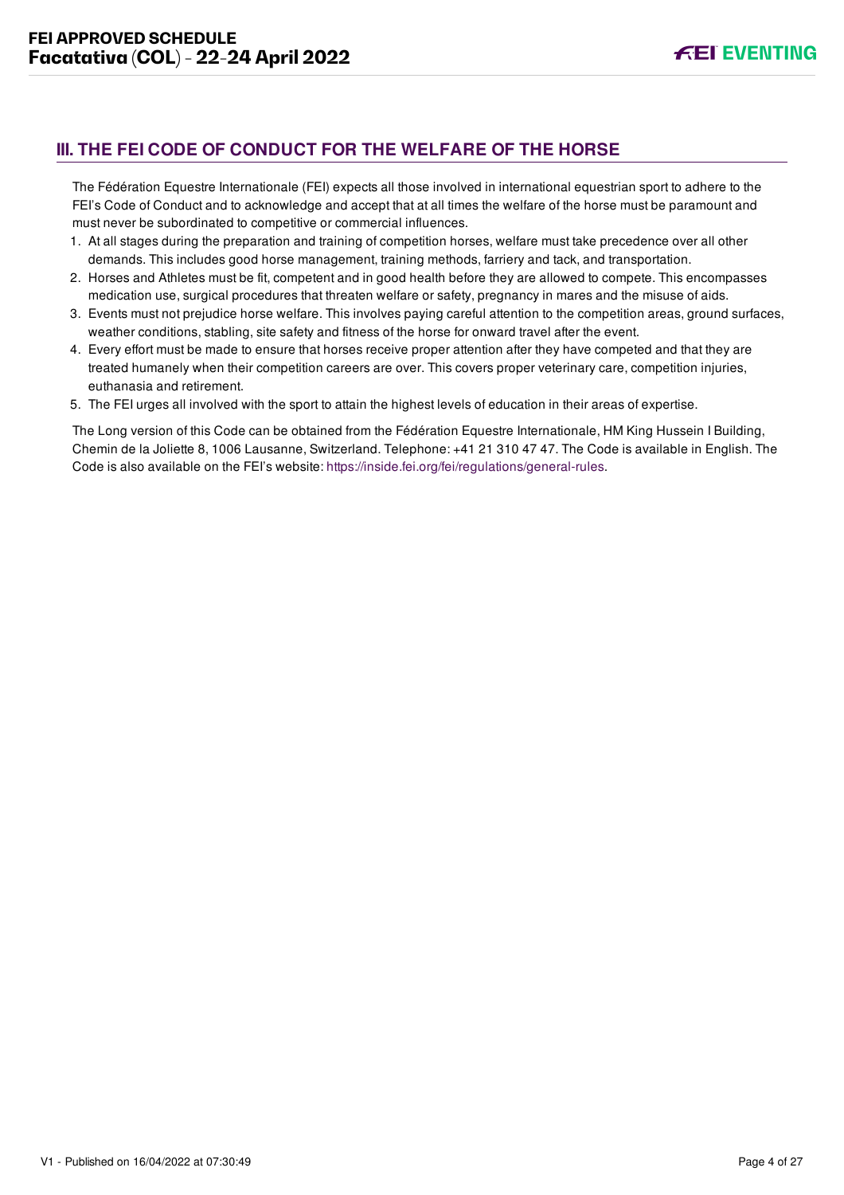## III. THE FEI CODE OF CONDUCT FOR THE WELFARE OF THE HORSE

The Fédération Equestre Internationale (FEI) expects all those involved in international equestrian sport to adhere to the FEI's Code of Conduct and to acknowledge and accept that at all times the welfare of the horse must be paramount and must never be subordinated to competitive or commercial influences.

1. At all stages during the preparation and training of competition horses, welfare must take precedence over all other demands. This includes good horse management, training methods, farriery and tack, and transportation.
2. Horses and Athletes must be fit, competent and in good health before they are allowed to compete. This encompasses medication use, surgical procedures that threaten welfare or safety, pregnancy in mares and the misuse of aids.
3. Events must not prejudice horse welfare. This involves paying careful attention to the competition areas, ground surfaces, weather conditions, stabling, site safety and fitness of the horse for onward travel after the event.
4. Every effort must be made to ensure that horses receive proper attention after they have competed and that they are treated humanely when their competition careers are over. This covers proper veterinary care, competition injuries, euthanasia and retirement.
5. The FEI urges all involved with the sport to attain the highest levels of education in their areas of expertise.

The Long version of this Code can be obtained from the Fédération Equestre Internationale, HM King Hussein I Building, Chemin de la Joliette 8, 1006 Lausanne, Switzerland. Telephone: +41 21 310 47 47. The Code is available in English. The Code is also available on the FEI's website: https://inside.fei.org/fei/regulations/general-rules.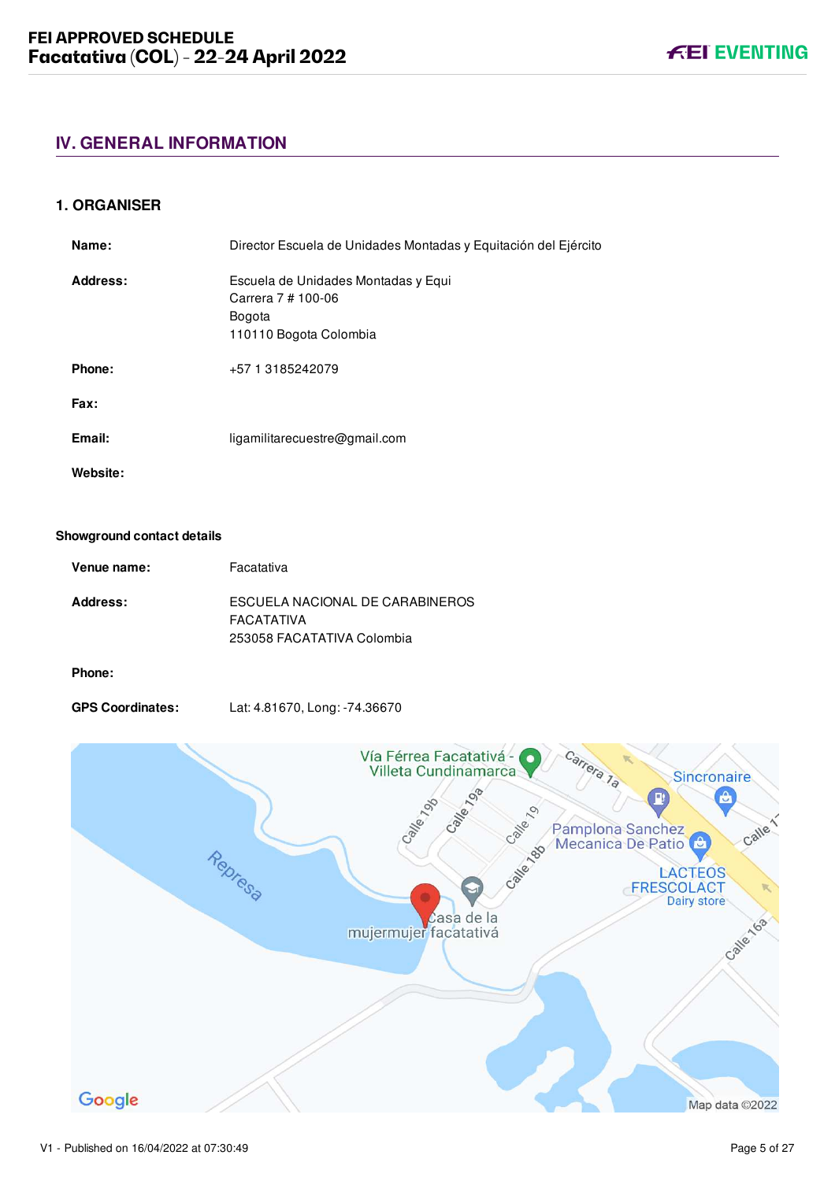## IV. GENERAL INFORMATION

### 1. ORGANISER

**Name:** Director Escuela de Unidades Montadas y Equitación del Ejército

**Address:** Escuela de Unidades Montadas y Equi
Carrera 7 # 100-06
Bogota
110110 Bogota Colombia

**Phone:** +57 1 3185242079

**Fax:**

**Email:** ligamilitarecuestre@gmail.com

**Website:**

#### Showground contact details

**Venue name:** Facatativa

**Address:** ESCUELA NACIONAL DE CARABINEROS
FACATATIVA
253058 FACATATIVA Colombia

**Phone:**

**GPS Coordinates:** Lat: 4.81670, Long: -74.36670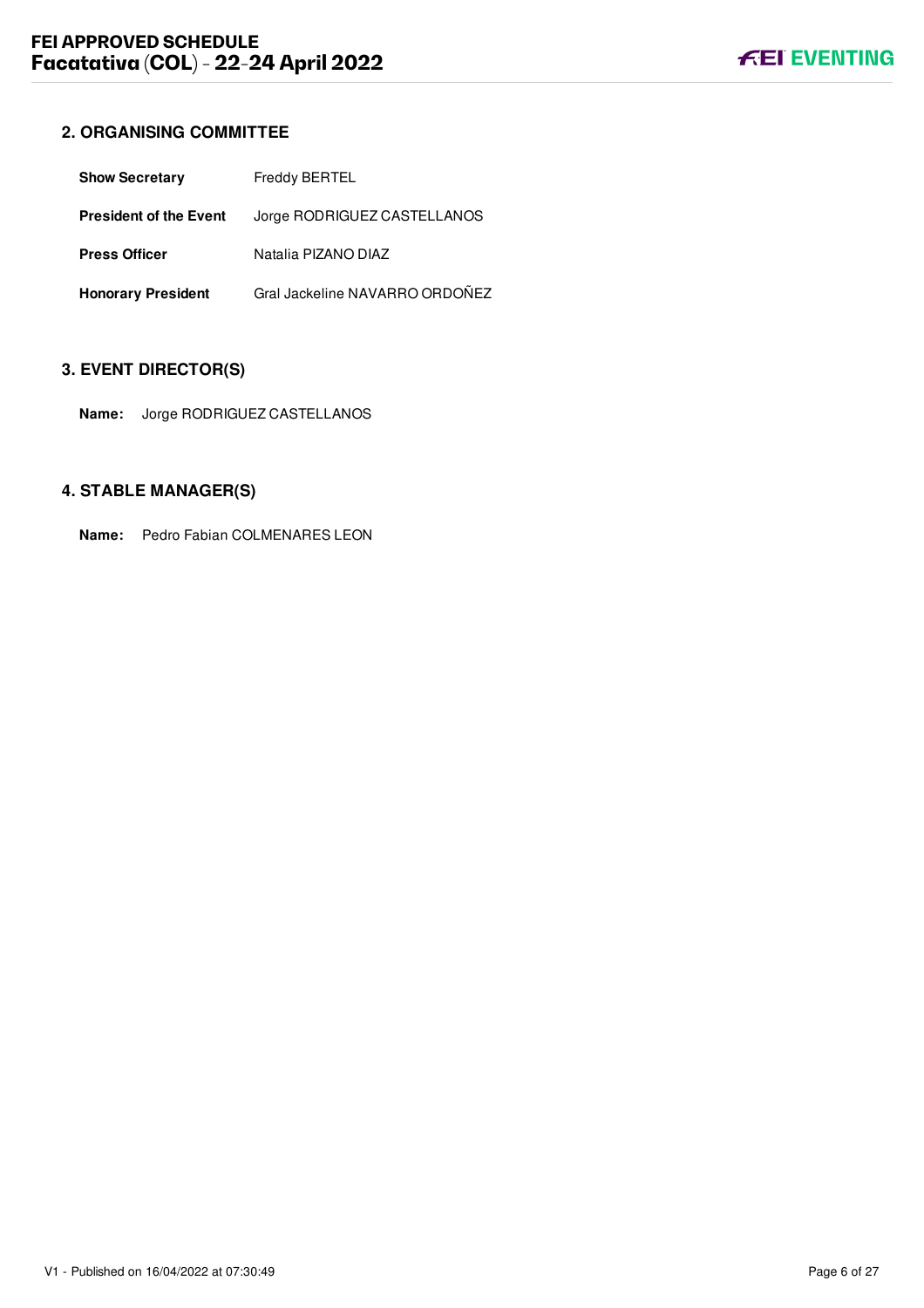## 2. ORGANISING COMMITTEE

| | |
|---|---|
| **Show Secretary** | Freddy BERTEL |
| **President of the Event** | Jorge RODRIGUEZ CASTELLANOS |
| **Press Officer** | Natalia PIZANO DIAZ |
| **Honorary President** | Gral Jackeline NAVARRO ORDOÑEZ |

## 3. EVENT DIRECTOR(S)

**Name:** Jorge RODRIGUEZ CASTELLANOS

## 4. STABLE MANAGER(S)

**Name:** Pedro Fabian COLMENARES LEON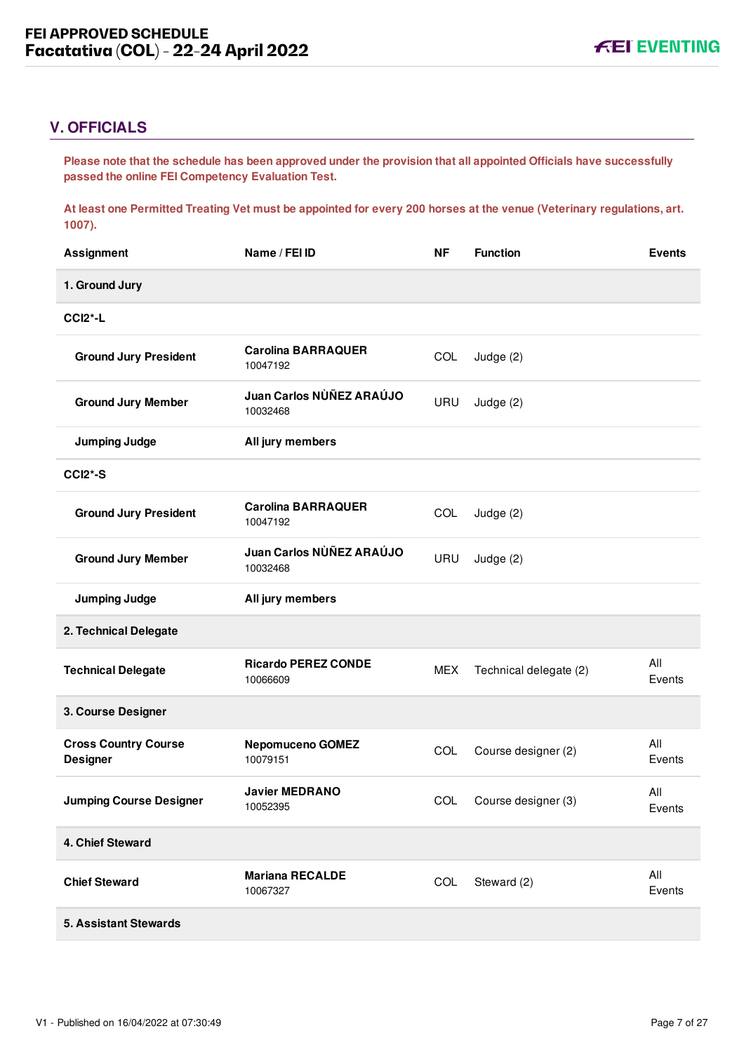## V. OFFICIALS

**Please note that the schedule has been approved under the provision that all appointed Officials have successfully passed the online FEI Competency Evaluation Test.**

**At least one Permitted Treating Vet must be appointed for every 200 horses at the venue (Veterinary regulations, art. 1007).**

| Assignment | Name / FEI ID | NF | Function | Events |
|---|---|---|---|---|
| **1. Ground Jury** | | | | |
| **CCI2*-L** | | | | |
| **Ground Jury President** | **Carolina BARRAQUER** 10047192 | COL | Judge (2) | |
| **Ground Jury Member** | **Juan Carlos NÙÑEZ ARAÚJO** 10032468 | URU | Judge (2) | |
| **Jumping Judge** | **All jury members** | | | |
| **CCI2*-S** | | | | |
| **Ground Jury President** | **Carolina BARRAQUER** 10047192 | COL | Judge (2) | |
| **Ground Jury Member** | **Juan Carlos NÙÑEZ ARAÚJO** 10032468 | URU | Judge (2) | |
| **Jumping Judge** | **All jury members** | | | |
| **2. Technical Delegate** | | | | |
| **Technical Delegate** | **Ricardo PEREZ CONDE** 10066609 | MEX | Technical delegate (2) | All Events |
| **3. Course Designer** | | | | |
| **Cross Country Course Designer** | **Nepomuceno GOMEZ** 10079151 | COL | Course designer (2) | All Events |
| **Jumping Course Designer** | **Javier MEDRANO** 10052395 | COL | Course designer (3) | All Events |
| **4. Chief Steward** | | | | |
| **Chief Steward** | **Mariana RECALDE** 10067327 | COL | Steward (2) | All Events |
| **5. Assistant Stewards** | | | | |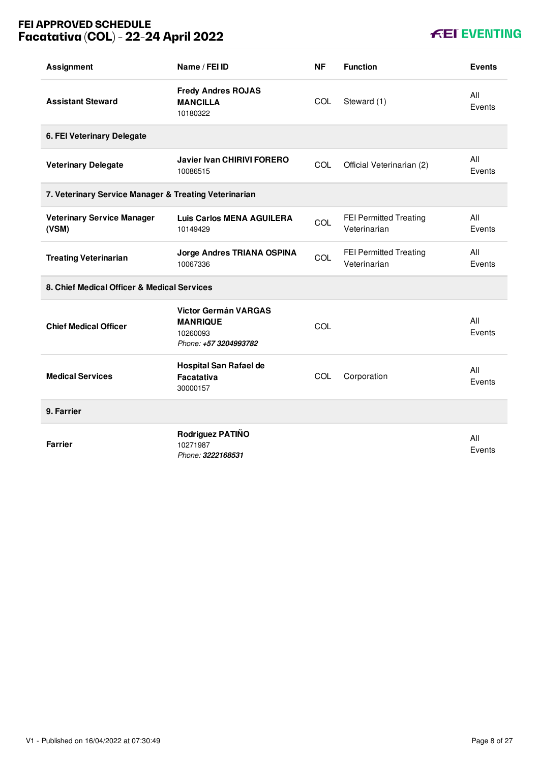| Assignment | Name / FEI ID | NF | Function | Events |
|---|---|---|---|---|
| **Assistant Steward** | **Fredy Andres ROJAS MANCILLA**<br>10180322 | COL | Steward (1) | All Events |
| **6. FEI Veterinary Delegate** | | | | |
| **Veterinary Delegate** | **Javier Ivan CHIRIVI FORERO**<br>10086515 | COL | Official Veterinarian (2) | All Events |
| **7. Veterinary Service Manager & Treating Veterinarian** | | | | |
| **Veterinary Service Manager (VSM)** | **Luis Carlos MENA AGUILERA**<br>10149429 | COL | FEI Permitted Treating Veterinarian | All Events |
| **Treating Veterinarian** | **Jorge Andres TRIANA OSPINA**<br>10067336 | COL | FEI Permitted Treating Veterinarian | All Events |
| **8. Chief Medical Officer & Medical Services** | | | | |
| **Chief Medical Officer** | **Victor Germán VARGAS MANRIQUE**<br>10260093<br>*Phone: **+57 3204993782*** | COL | | All Events |
| **Medical Services** | **Hospital San Rafael de Facatativa**<br>30000157 | COL | Corporation | All Events |
| **9. Farrier** | | | | |
| **Farrier** | **Rodriguez PATIÑO**<br>10271987<br>*Phone: **3222168531*** | | | All Events |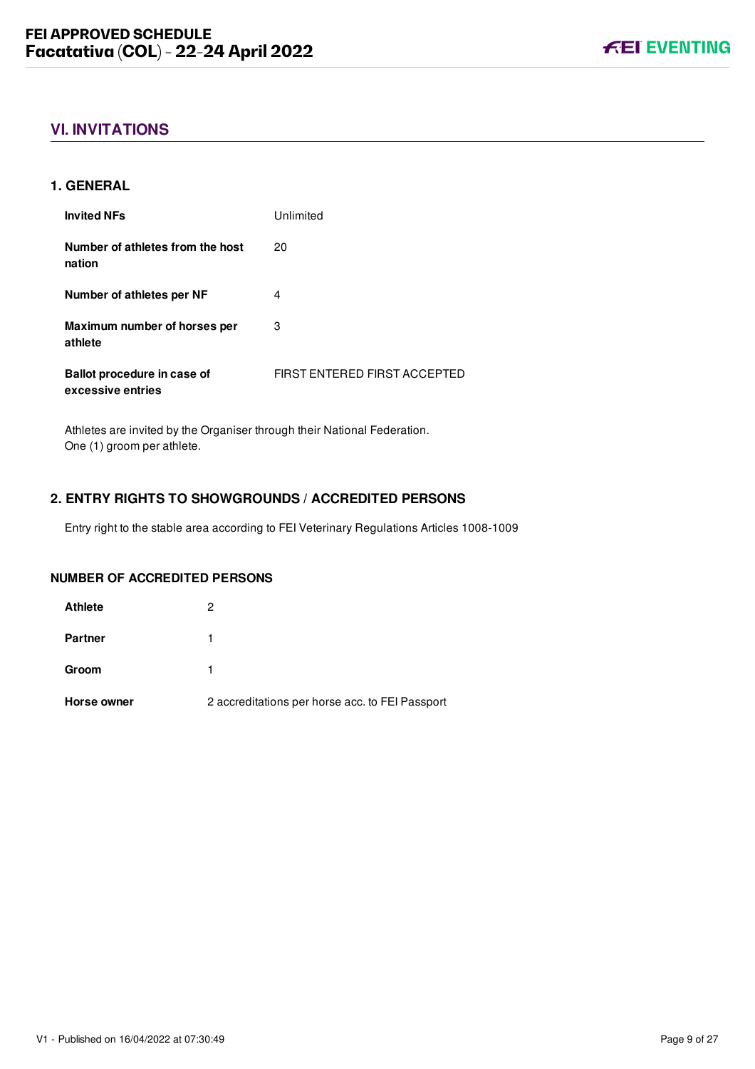## VI. INVITATIONS

### 1. GENERAL

| | |
|---|---|
| **Invited NFs** | Unlimited |
| **Number of athletes from the host nation** | 20 |
| **Number of athletes per NF** | 4 |
| **Maximum number of horses per athlete** | 3 |
| **Ballot procedure in case of excessive entries** | FIRST ENTERED FIRST ACCEPTED |

Athletes are invited by the Organiser through their National Federation.
One (1) groom per athlete.

### 2. ENTRY RIGHTS TO SHOWGROUNDS / ACCREDITED PERSONS

Entry right to the stable area according to FEI Veterinary Regulations Articles 1008-1009

#### NUMBER OF ACCREDITED PERSONS

| | |
|---|---|
| **Athlete** | 2 |
| **Partner** | 1 |
| **Groom** | 1 |
| **Horse owner** | 2 accreditations per horse acc. to FEI Passport |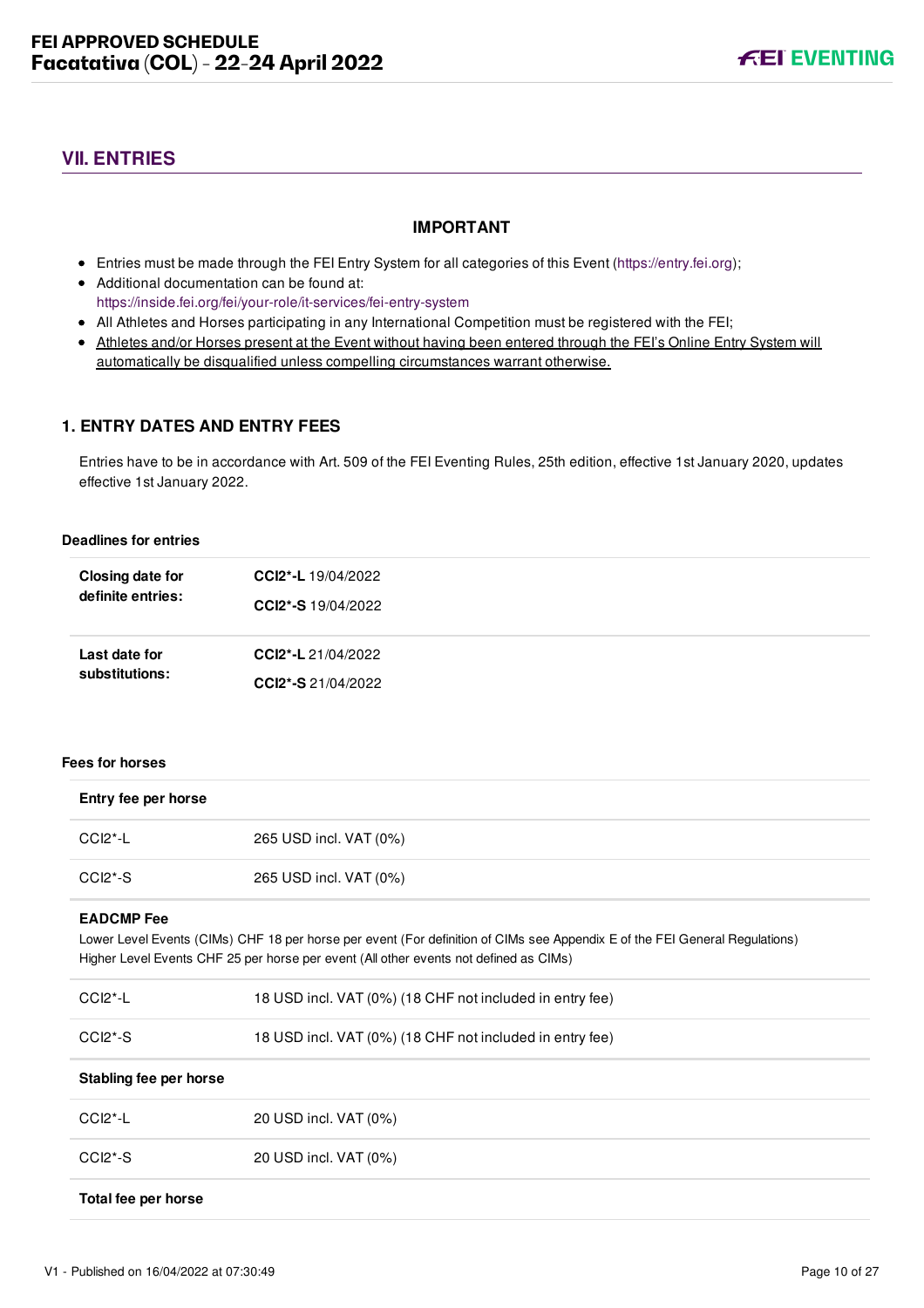## VII. ENTRIES

### IMPORTANT

- Entries must be made through the FEI Entry System for all categories of this Event (https://entry.fei.org);
- Additional documentation can be found at: https://inside.fei.org/fei/your-role/it-services/fei-entry-system
- All Athletes and Horses participating in any International Competition must be registered with the FEI;
- Athletes and/or Horses present at the Event without having been entered through the FEI's Online Entry System will automatically be disqualified unless compelling circumstances warrant otherwise.

### 1. ENTRY DATES AND ENTRY FEES

Entries have to be in accordance with Art. 509 of the FEI Eventing Rules, 25th edition, effective 1st January 2020, updates effective 1st January 2022.

**Deadlines for entries**

| | |
|---|---|
| **Closing date for definite entries:** | **CCI2*-L** 19/04/2022<br>**CCI2*-S** 19/04/2022 |
| **Last date for substitutions:** | **CCI2*-L** 21/04/2022<br>**CCI2*-S** 21/04/2022 |

**Fees for horses**

| **Entry fee per horse** | |
|---|---|
| CCI2*-L | 265 USD incl. VAT (0%) |
| CCI2*-S | 265 USD incl. VAT (0%) |

**EADCMP Fee**

Lower Level Events (CIMs) CHF 18 per horse per event (For definition of CIMs see Appendix E of the FEI General Regulations)
Higher Level Events CHF 25 per horse per event (All other events not defined as CIMs)

| | |
|---|---|
| CCI2*-L | 18 USD incl. VAT (0%) (18 CHF not included in entry fee) |
| CCI2*-S | 18 USD incl. VAT (0%) (18 CHF not included in entry fee) |

| **Stabling fee per horse** | |
|---|---|
| CCI2*-L | 20 USD incl. VAT (0%) |
| CCI2*-S | 20 USD incl. VAT (0%) |

**Total fee per horse**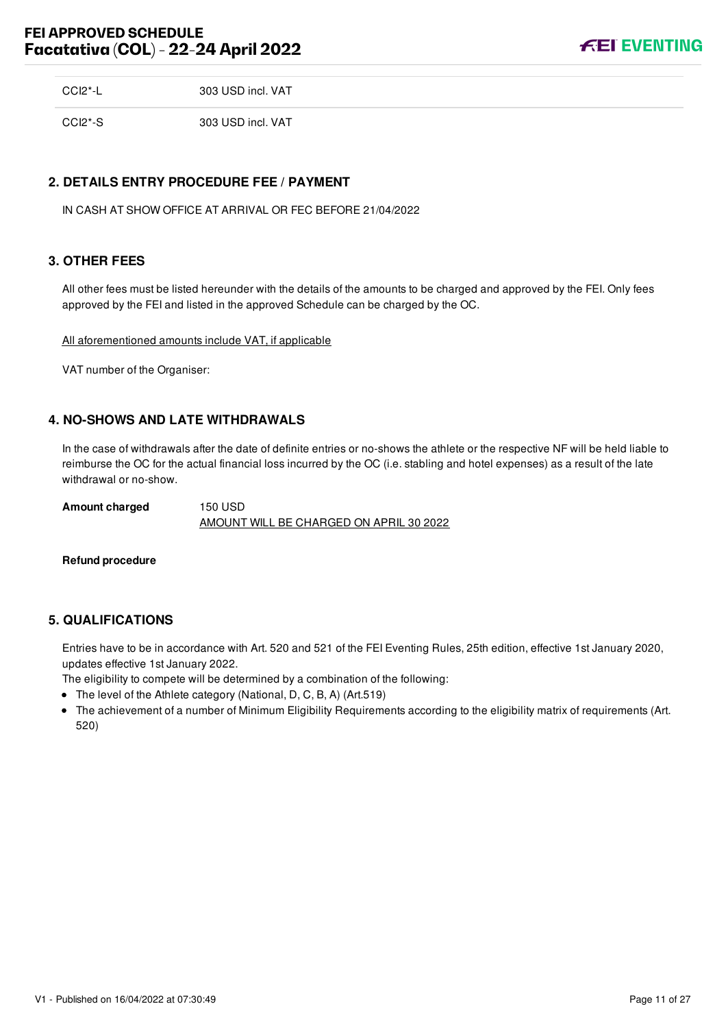| | |
|---|---|
| CCI2*-L | 303 USD incl. VAT |
| CCI2*-S | 303 USD incl. VAT |

## 2. DETAILS ENTRY PROCEDURE FEE / PAYMENT

IN CASH AT SHOW OFFICE AT ARRIVAL OR FEC BEFORE 21/04/2022

## 3. OTHER FEES

All other fees must be listed hereunder with the details of the amounts to be charged and approved by the FEI. Only fees approved by the FEI and listed in the approved Schedule can be charged by the OC.

All aforementioned amounts include VAT, if applicable

VAT number of the Organiser:

## 4. NO-SHOWS AND LATE WITHDRAWALS

In the case of withdrawals after the date of definite entries or no-shows the athlete or the respective NF will be held liable to reimburse the OC for the actual financial loss incurred by the OC (i.e. stabling and hotel expenses) as a result of the late withdrawal or no-show.

**Amount charged** 150 USD
AMOUNT WILL BE CHARGED ON APRIL 30 2022

**Refund procedure**

## 5. QUALIFICATIONS

Entries have to be in accordance with Art. 520 and 521 of the FEI Eventing Rules, 25th edition, effective 1st January 2020, updates effective 1st January 2022.

The eligibility to compete will be determined by a combination of the following:

- The level of the Athlete category (National, D, C, B, A) (Art.519)
- The achievement of a number of Minimum Eligibility Requirements according to the eligibility matrix of requirements (Art. 520)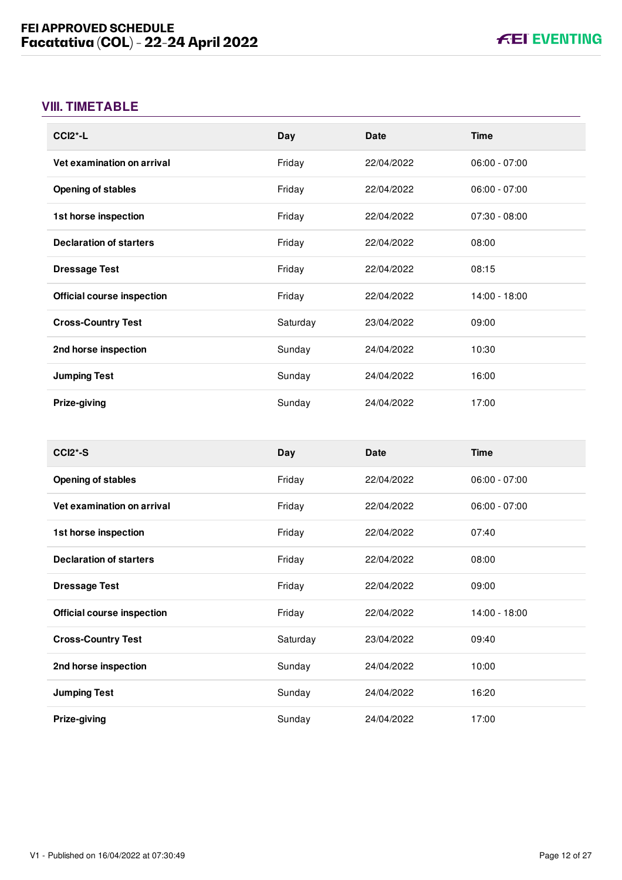## VIII. TIMETABLE

| CCI2*-L | Day | Date | Time |
| --- | --- | --- | --- |
| **Vet examination on arrival** | Friday | 22/04/2022 | 06:00 - 07:00 |
| **Opening of stables** | Friday | 22/04/2022 | 06:00 - 07:00 |
| **1st horse inspection** | Friday | 22/04/2022 | 07:30 - 08:00 |
| **Declaration of starters** | Friday | 22/04/2022 | 08:00 |
| **Dressage Test** | Friday | 22/04/2022 | 08:15 |
| **Official course inspection** | Friday | 22/04/2022 | 14:00 - 18:00 |
| **Cross-Country Test** | Saturday | 23/04/2022 | 09:00 |
| **2nd horse inspection** | Sunday | 24/04/2022 | 10:30 |
| **Jumping Test** | Sunday | 24/04/2022 | 16:00 |
| **Prize-giving** | Sunday | 24/04/2022 | 17:00 |

| CCI2*-S | Day | Date | Time |
| --- | --- | --- | --- |
| **Opening of stables** | Friday | 22/04/2022 | 06:00 - 07:00 |
| **Vet examination on arrival** | Friday | 22/04/2022 | 06:00 - 07:00 |
| **1st horse inspection** | Friday | 22/04/2022 | 07:40 |
| **Declaration of starters** | Friday | 22/04/2022 | 08:00 |
| **Dressage Test** | Friday | 22/04/2022 | 09:00 |
| **Official course inspection** | Friday | 22/04/2022 | 14:00 - 18:00 |
| **Cross-Country Test** | Saturday | 23/04/2022 | 09:40 |
| **2nd horse inspection** | Sunday | 24/04/2022 | 10:00 |
| **Jumping Test** | Sunday | 24/04/2022 | 16:20 |
| **Prize-giving** | Sunday | 24/04/2022 | 17:00 |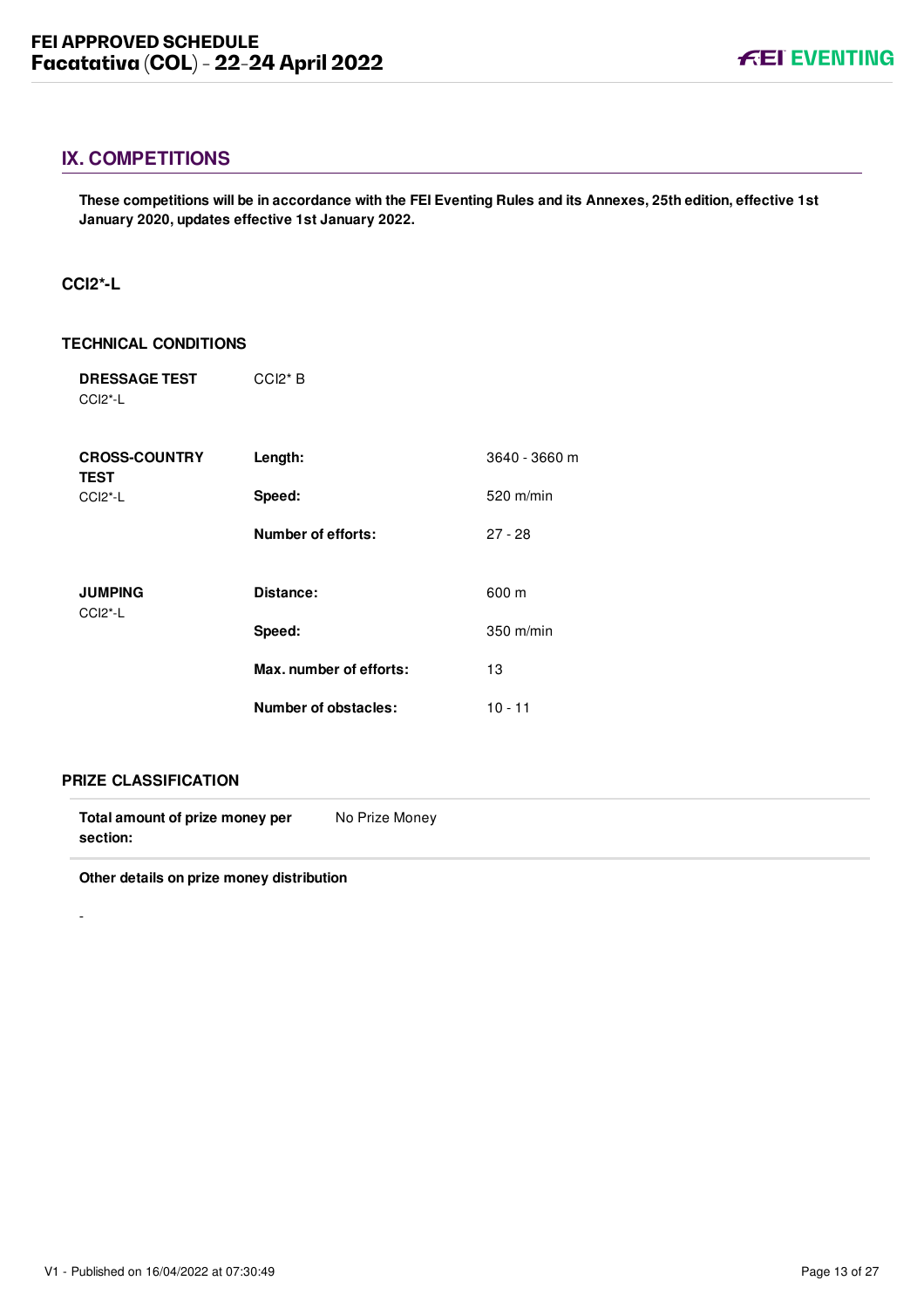## IX. COMPETITIONS

**These competitions will be in accordance with the FEI Eventing Rules and its Annexes, 25th edition, effective 1st January 2020, updates effective 1st January 2022.**

### CCI2*-L

#### TECHNICAL CONDITIONS

| | | |
|---|---|---|
| **DRESSAGE TEST** CCI2*-L | CCI2* B | |
| **CROSS-COUNTRY TEST** CCI2*-L | **Length:** | 3640 - 3660 m |
| | **Speed:** | 520 m/min |
| | **Number of efforts:** | 27 - 28 |
| **JUMPING** CCI2*-L | **Distance:** | 600 m |
| | **Speed:** | 350 m/min |
| | **Max. number of efforts:** | 13 |
| | **Number of obstacles:** | 10 - 11 |

#### PRIZE CLASSIFICATION

| | |
|---|---|
| **Total amount of prize money per section:** | No Prize Money |

**Other details on prize money distribution**

-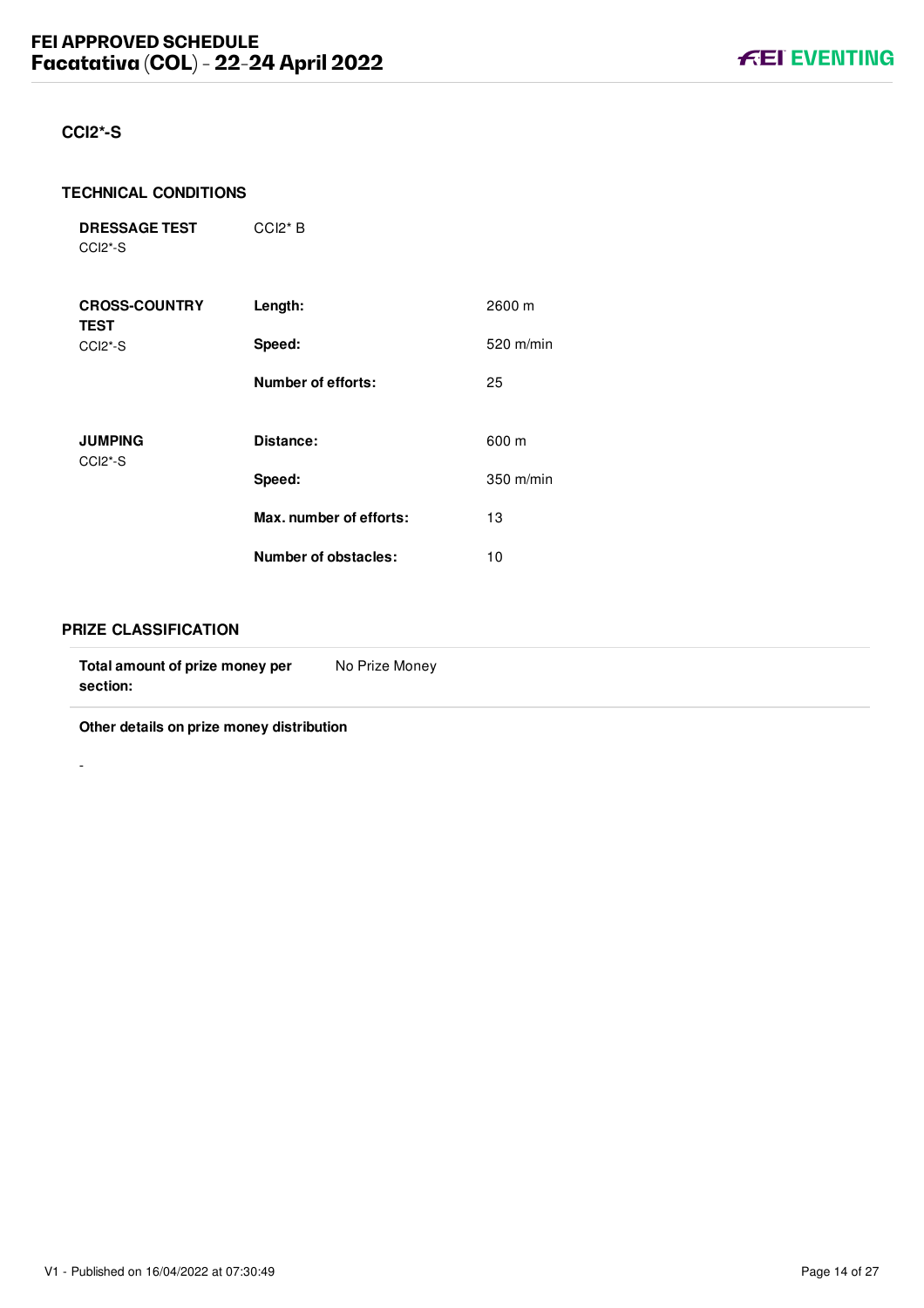## CCI2*-S

### TECHNICAL CONDITIONS

| | | |
|---|---|---|
| **DRESSAGE TEST** CCI2*-S | CCI2* B | |
| **CROSS-COUNTRY TEST** CCI2*-S | **Length:** | 2600 m |
| | **Speed:** | 520 m/min |
| | **Number of efforts:** | 25 |
| **JUMPING** CCI2*-S | **Distance:** | 600 m |
| | **Speed:** | 350 m/min |
| | **Max. number of efforts:** | 13 |
| | **Number of obstacles:** | 10 |

### PRIZE CLASSIFICATION

| | |
|---|---|
| **Total amount of prize money per section:** | No Prize Money |

**Other details on prize money distribution**

-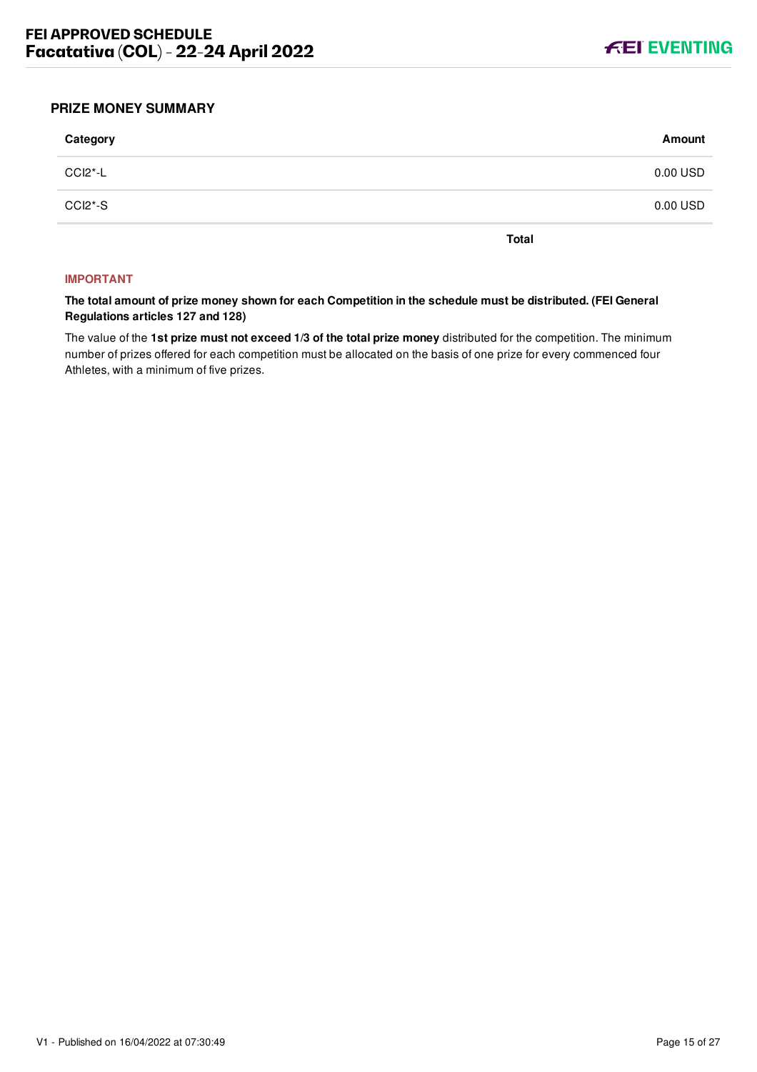## PRIZE MONEY SUMMARY

| Category | Amount |
| --- | --- |
| CCI2*-L | 0.00 USD |
| CCI2*-S | 0.00 USD |
| Total | |

**IMPORTANT**

**The total amount of prize money shown for each Competition in the schedule must be distributed. (FEI General Regulations articles 127 and 128)**

The value of the **1st prize must not exceed 1/3 of the total prize money** distributed for the competition. The minimum number of prizes offered for each competition must be allocated on the basis of one prize for every commenced four Athletes, with a minimum of five prizes.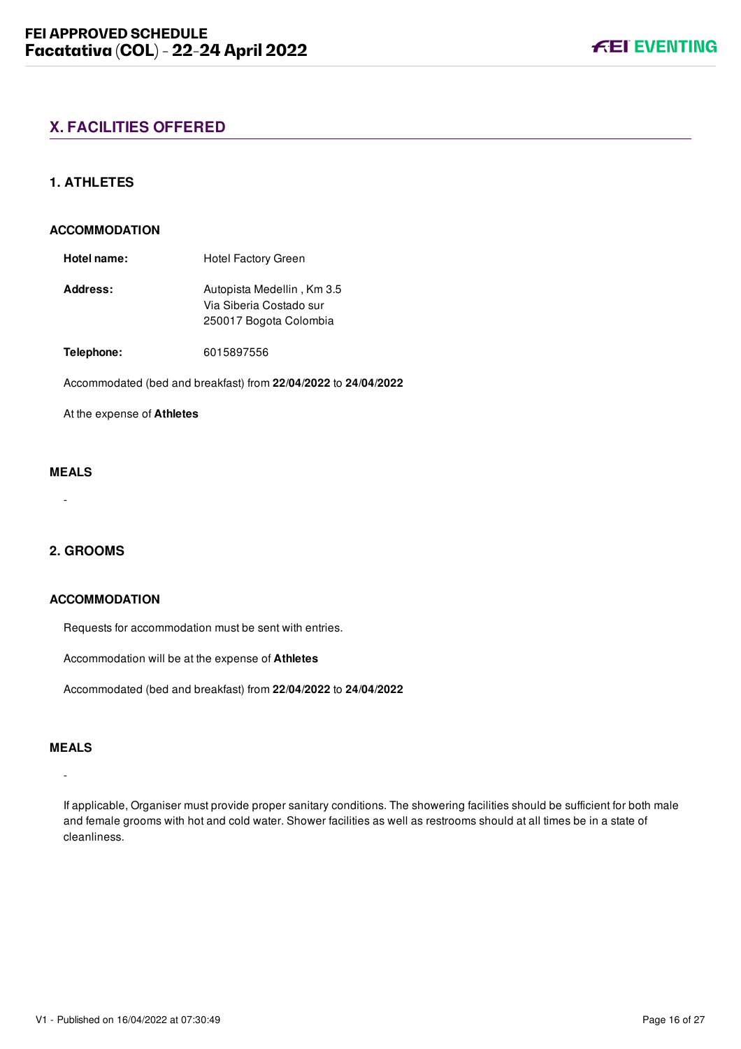## X. FACILITIES OFFERED

### 1. ATHLETES

#### ACCOMMODATION

**Hotel name:** Hotel Factory Green

**Address:** Autopista Medellin , Km 3.5
Via Siberia Costado sur
250017 Bogota Colombia

**Telephone:** 6015897556

Accommodated (bed and breakfast) from **22/04/2022** to **24/04/2022**

At the expense of **Athletes**

#### MEALS

-

### 2. GROOMS

#### ACCOMMODATION

Requests for accommodation must be sent with entries.

Accommodation will be at the expense of **Athletes**

Accommodated (bed and breakfast) from **22/04/2022** to **24/04/2022**

#### MEALS

-

If applicable, Organiser must provide proper sanitary conditions. The showering facilities should be sufficient for both male and female grooms with hot and cold water. Shower facilities as well as restrooms should at all times be in a state of cleanliness.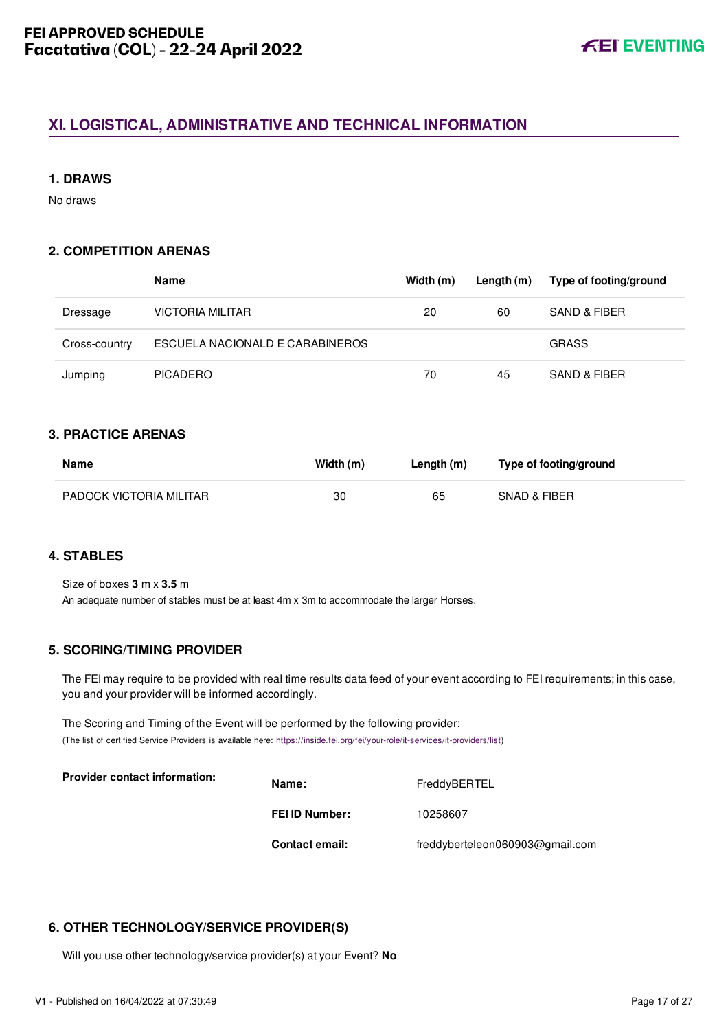## XI. LOGISTICAL, ADMINISTRATIVE AND TECHNICAL INFORMATION

### 1. DRAWS

No draws

### 2. COMPETITION ARENAS

| | Name | Width (m) | Length (m) | Type of footing/ground |
|---|---|---|---|---|
| Dressage | VICTORIA MILITAR | 20 | 60 | SAND & FIBER |
| Cross-country | ESCUELA NACIONALD E CARABINEROS | | | GRASS |
| Jumping | PICADERO | 70 | 45 | SAND & FIBER |

### 3. PRACTICE ARENAS

| Name | Width (m) | Length (m) | Type of footing/ground |
|---|---|---|---|
| PADOCK VICTORIA MILITAR | 30 | 65 | SNAD & FIBER |

### 4. STABLES

Size of boxes **3** m x **3.5** m

An adequate number of stables must be at least 4m x 3m to accommodate the larger Horses.

### 5. SCORING/TIMING PROVIDER

The FEI may require to be provided with real time results data feed of your event according to FEI requirements; in this case, you and your provider will be informed accordingly.

The Scoring and Timing of the Event will be performed by the following provider:

(The list of certified Service Providers is available here: https://inside.fei.org/fei/your-role/it-services/it-providers/list)

| **Provider contact information:** | | |
|---|---|---|
| | **Name:** | FreddyBERTEL |
| | **FEI ID Number:** | 10258607 |
| | **Contact email:** | freddyberteleon060903@gmail.com |

### 6. OTHER TECHNOLOGY/SERVICE PROVIDER(S)

Will you use other technology/service provider(s) at your Event? **No**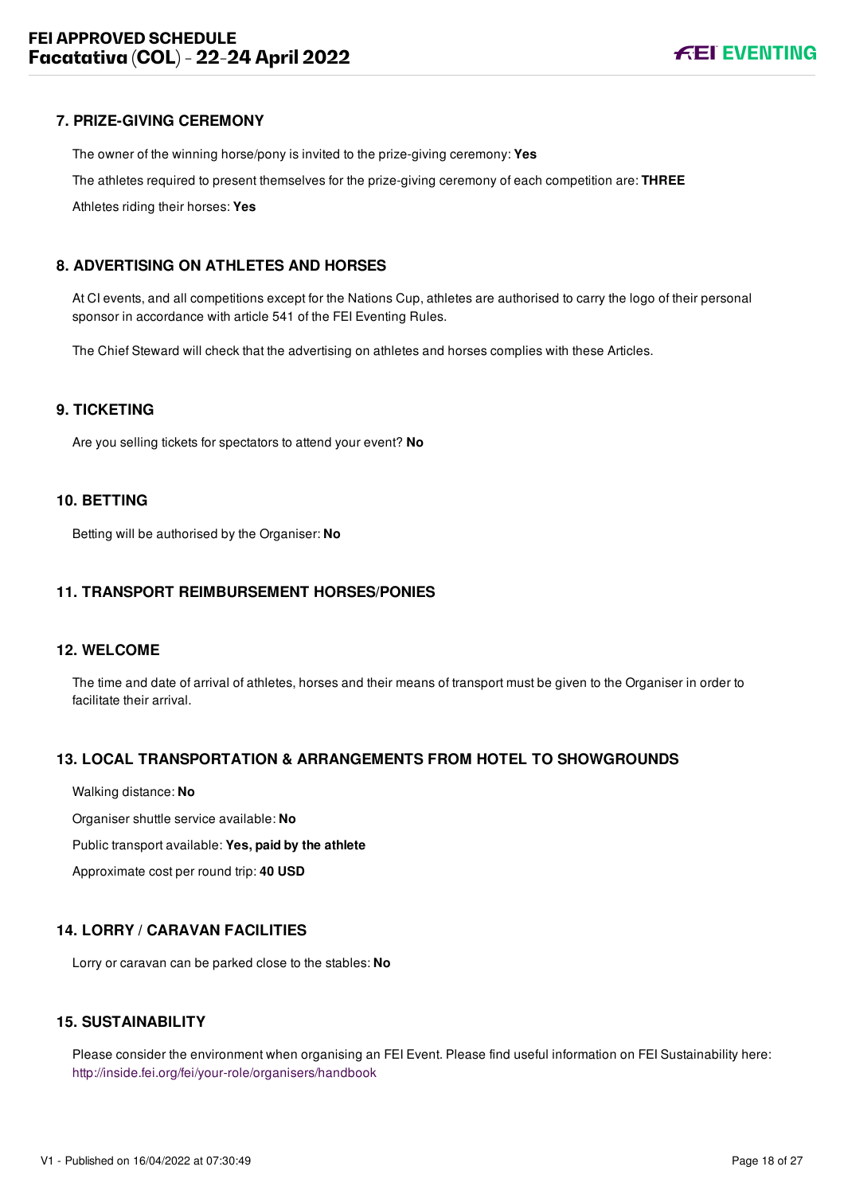## 7. PRIZE-GIVING CEREMONY

The owner of the winning horse/pony is invited to the prize-giving ceremony: **Yes**

The athletes required to present themselves for the prize-giving ceremony of each competition are: **THREE**

Athletes riding their horses: **Yes**

## 8. ADVERTISING ON ATHLETES AND HORSES

At CI events, and all competitions except for the Nations Cup, athletes are authorised to carry the logo of their personal sponsor in accordance with article 541 of the FEI Eventing Rules.

The Chief Steward will check that the advertising on athletes and horses complies with these Articles.

## 9. TICKETING

Are you selling tickets for spectators to attend your event? **No**

## 10. BETTING

Betting will be authorised by the Organiser: **No**

## 11. TRANSPORT REIMBURSEMENT HORSES/PONIES

## 12. WELCOME

The time and date of arrival of athletes, horses and their means of transport must be given to the Organiser in order to facilitate their arrival.

## 13. LOCAL TRANSPORTATION & ARRANGEMENTS FROM HOTEL TO SHOWGROUNDS

Walking distance: **No**

Organiser shuttle service available: **No**

Public transport available: **Yes, paid by the athlete**

Approximate cost per round trip: **40 USD**

## 14. LORRY / CARAVAN FACILITIES

Lorry or caravan can be parked close to the stables: **No**

## 15. SUSTAINABILITY

Please consider the environment when organising an FEI Event. Please find useful information on FEI Sustainability here: http://inside.fei.org/fei/your-role/organisers/handbook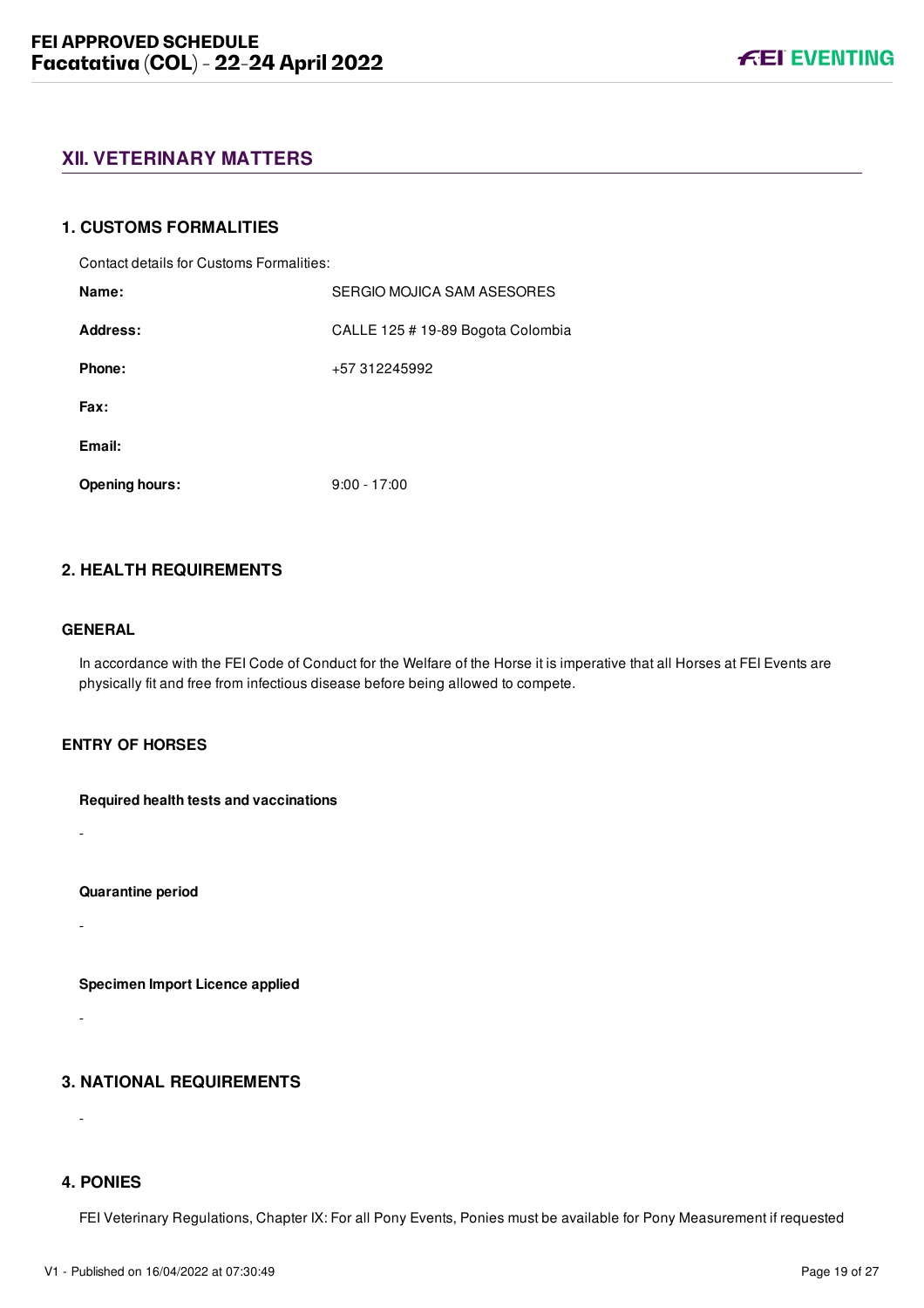## XII. VETERINARY MATTERS

### 1. CUSTOMS FORMALITIES

Contact details for Customs Formalities:

| | |
|---|---|
| **Name:** | SERGIO MOJICA SAM ASESORES |
| **Address:** | CALLE 125 # 19-89 Bogota Colombia |
| **Phone:** | +57 312245992 |
| **Fax:** | |
| **Email:** | |
| **Opening hours:** | 9:00 - 17:00 |

### 2. HEALTH REQUIREMENTS

#### GENERAL

In accordance with the FEI Code of Conduct for the Welfare of the Horse it is imperative that all Horses at FEI Events are physically fit and free from infectious disease before being allowed to compete.

#### ENTRY OF HORSES

**Required health tests and vaccinations**

-

**Quarantine period**

-

**Specimen Import Licence applied**

-

### 3. NATIONAL REQUIREMENTS

-

### 4. PONIES

FEI Veterinary Regulations, Chapter IX: For all Pony Events, Ponies must be available for Pony Measurement if requested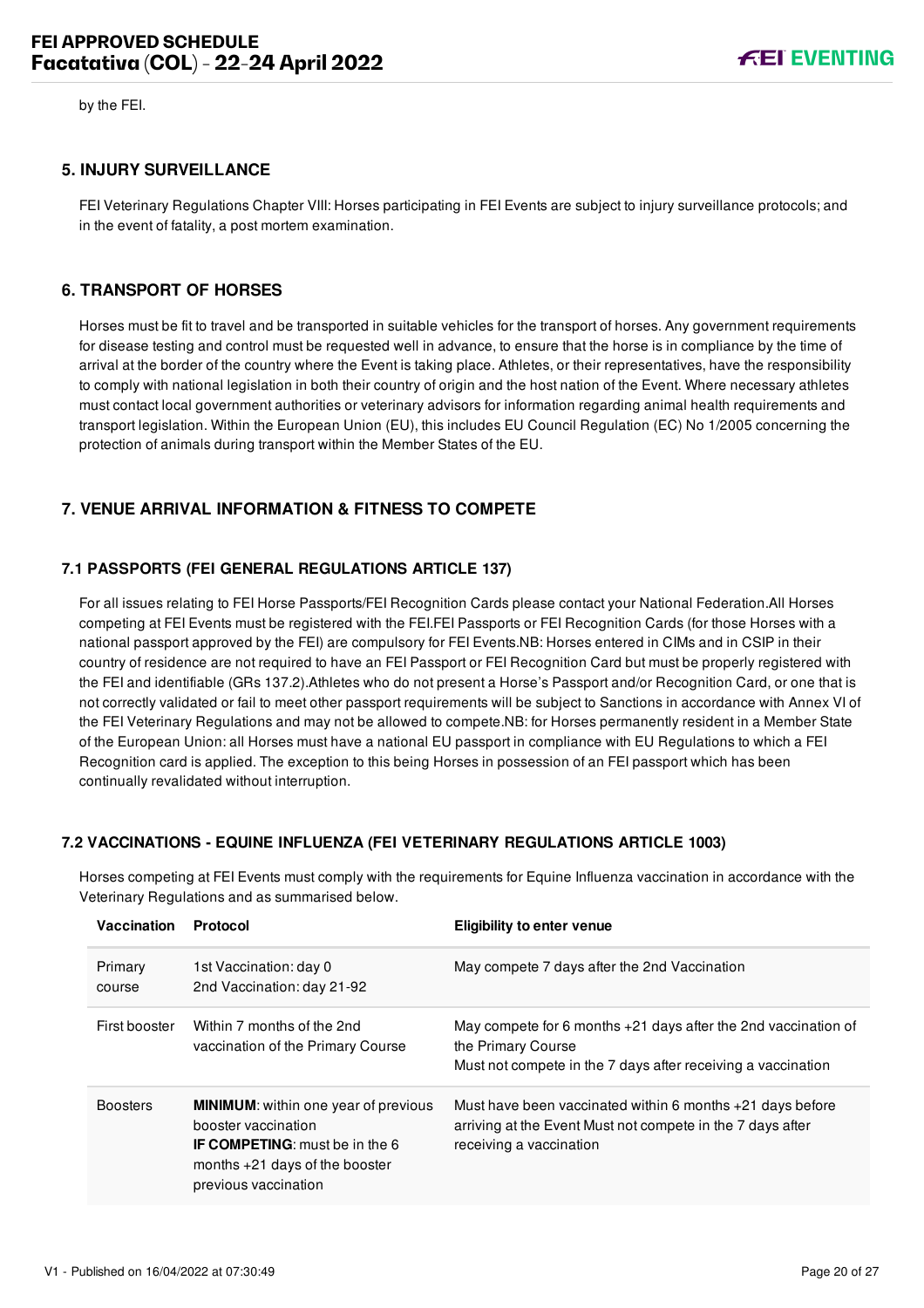by the FEI.

### 5. INJURY SURVEILLANCE

FEI Veterinary Regulations Chapter VIII: Horses participating in FEI Events are subject to injury surveillance protocols; and in the event of fatality, a post mortem examination.

### 6. TRANSPORT OF HORSES

Horses must be fit to travel and be transported in suitable vehicles for the transport of horses. Any government requirements for disease testing and control must be requested well in advance, to ensure that the horse is in compliance by the time of arrival at the border of the country where the Event is taking place. Athletes, or their representatives, have the responsibility to comply with national legislation in both their country of origin and the host nation of the Event. Where necessary athletes must contact local government authorities or veterinary advisors for information regarding animal health requirements and transport legislation. Within the European Union (EU), this includes EU Council Regulation (EC) No 1/2005 concerning the protection of animals during transport within the Member States of the EU.

### 7. VENUE ARRIVAL INFORMATION & FITNESS TO COMPETE

#### 7.1 PASSPORTS (FEI GENERAL REGULATIONS ARTICLE 137)

For all issues relating to FEI Horse Passports/FEI Recognition Cards please contact your National Federation.All Horses competing at FEI Events must be registered with the FEI.FEI Passports or FEI Recognition Cards (for those Horses with a national passport approved by the FEI) are compulsory for FEI Events.NB: Horses entered in CIMs and in CSIP in their country of residence are not required to have an FEI Passport or FEI Recognition Card but must be properly registered with the FEI and identifiable (GRs 137.2).Athletes who do not present a Horse's Passport and/or Recognition Card, or one that is not correctly validated or fail to meet other passport requirements will be subject to Sanctions in accordance with Annex VI of the FEI Veterinary Regulations and may not be allowed to compete.NB: for Horses permanently resident in a Member State of the European Union: all Horses must have a national EU passport in compliance with EU Regulations to which a FEI Recognition card is applied. The exception to this being Horses in possession of an FEI passport which has been continually revalidated without interruption.

#### 7.2 VACCINATIONS - EQUINE INFLUENZA (FEI VETERINARY REGULATIONS ARTICLE 1003)

Horses competing at FEI Events must comply with the requirements for Equine Influenza vaccination in accordance with the Veterinary Regulations and as summarised below.

| Vaccination | Protocol | Eligibility to enter venue |
|---|---|---|
| Primary course | 1st Vaccination: day 0<br>2nd Vaccination: day 21-92 | May compete 7 days after the 2nd Vaccination |
| First booster | Within 7 months of the 2nd vaccination of the Primary Course | May compete for 6 months +21 days after the 2nd vaccination of the Primary Course<br>Must not compete in the 7 days after receiving a vaccination |
| Boosters | **MINIMUM**: within one year of previous booster vaccination<br>**IF COMPETING**: must be in the 6 months +21 days of the booster previous vaccination | Must have been vaccinated within 6 months +21 days before arriving at the Event Must not compete in the 7 days after receiving a vaccination |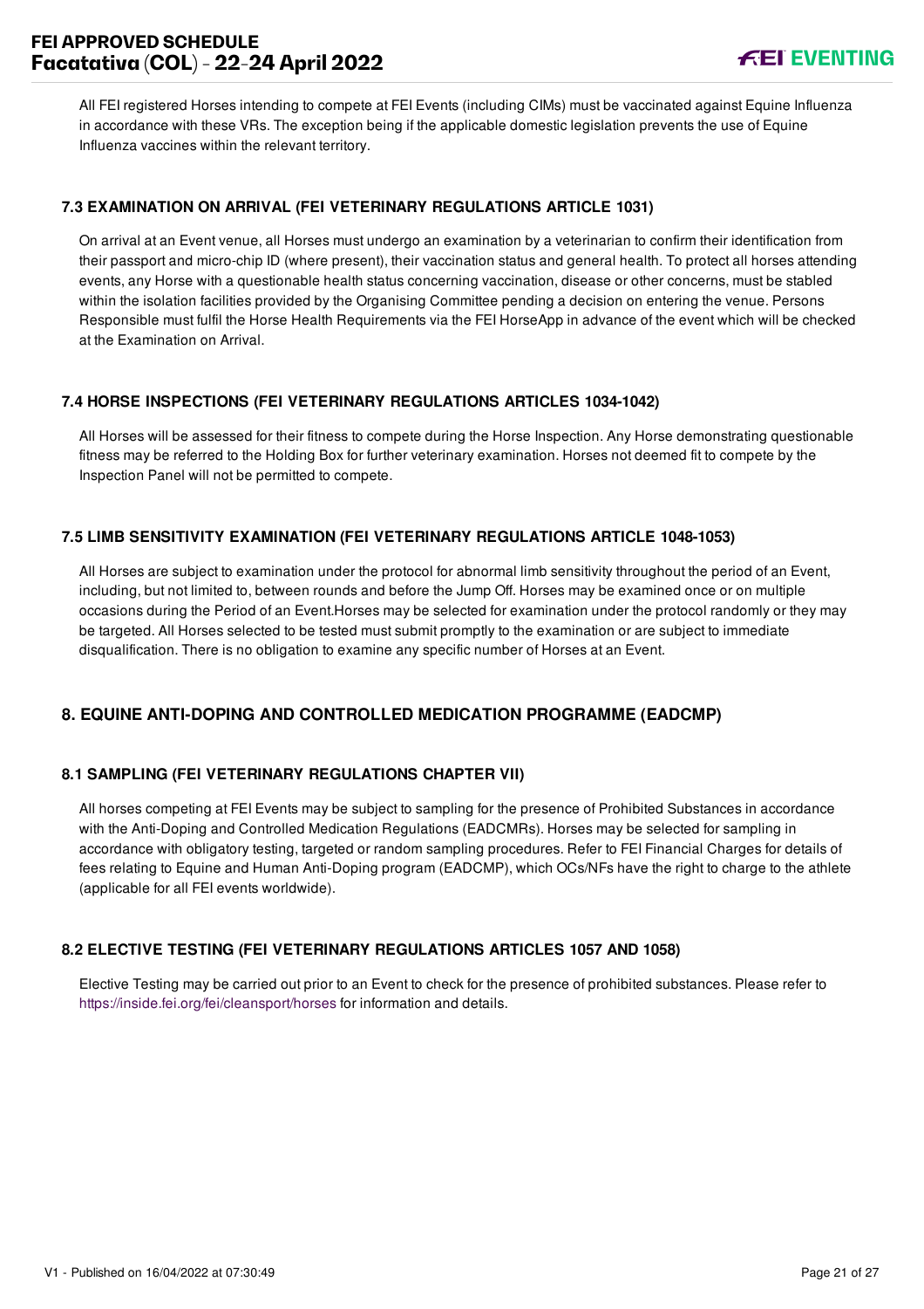All FEI registered Horses intending to compete at FEI Events (including CIMs) must be vaccinated against Equine Influenza in accordance with these VRs. The exception being if the applicable domestic legislation prevents the use of Equine Influenza vaccines within the relevant territory.

### 7.3 EXAMINATION ON ARRIVAL (FEI VETERINARY REGULATIONS ARTICLE 1031)

On arrival at an Event venue, all Horses must undergo an examination by a veterinarian to confirm their identification from their passport and micro-chip ID (where present), their vaccination status and general health. To protect all horses attending events, any Horse with a questionable health status concerning vaccination, disease or other concerns, must be stabled within the isolation facilities provided by the Organising Committee pending a decision on entering the venue. Persons Responsible must fulfil the Horse Health Requirements via the FEI HorseApp in advance of the event which will be checked at the Examination on Arrival.

### 7.4 HORSE INSPECTIONS (FEI VETERINARY REGULATIONS ARTICLES 1034-1042)

All Horses will be assessed for their fitness to compete during the Horse Inspection. Any Horse demonstrating questionable fitness may be referred to the Holding Box for further veterinary examination. Horses not deemed fit to compete by the Inspection Panel will not be permitted to compete.

### 7.5 LIMB SENSITIVITY EXAMINATION (FEI VETERINARY REGULATIONS ARTICLE 1048-1053)

All Horses are subject to examination under the protocol for abnormal limb sensitivity throughout the period of an Event, including, but not limited to, between rounds and before the Jump Off. Horses may be examined once or on multiple occasions during the Period of an Event.Horses may be selected for examination under the protocol randomly or they may be targeted. All Horses selected to be tested must submit promptly to the examination or are subject to immediate disqualification. There is no obligation to examine any specific number of Horses at an Event.

## 8. EQUINE ANTI-DOPING AND CONTROLLED MEDICATION PROGRAMME (EADCMP)

### 8.1 SAMPLING (FEI VETERINARY REGULATIONS CHAPTER VII)

All horses competing at FEI Events may be subject to sampling for the presence of Prohibited Substances in accordance with the Anti-Doping and Controlled Medication Regulations (EADCMRs). Horses may be selected for sampling in accordance with obligatory testing, targeted or random sampling procedures. Refer to FEI Financial Charges for details of fees relating to Equine and Human Anti-Doping program (EADCMP), which OCs/NFs have the right to charge to the athlete (applicable for all FEI events worldwide).

### 8.2 ELECTIVE TESTING (FEI VETERINARY REGULATIONS ARTICLES 1057 AND 1058)

Elective Testing may be carried out prior to an Event to check for the presence of prohibited substances. Please refer to https://inside.fei.org/fei/cleansport/horses for information and details.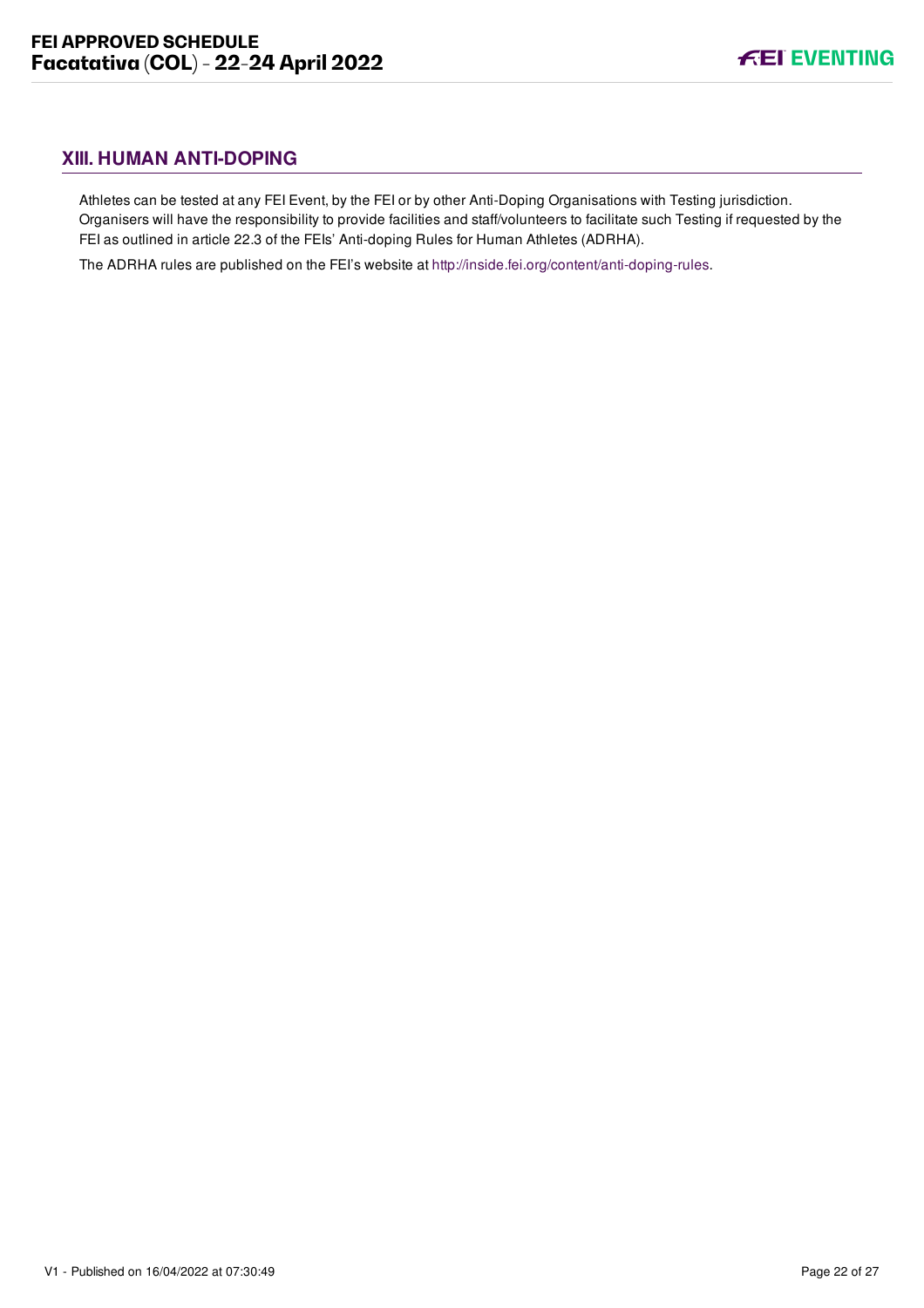## XIII. HUMAN ANTI-DOPING

Athletes can be tested at any FEI Event, by the FEI or by other Anti-Doping Organisations with Testing jurisdiction. Organisers will have the responsibility to provide facilities and staff/volunteers to facilitate such Testing if requested by the FEI as outlined in article 22.3 of the FEIs' Anti-doping Rules for Human Athletes (ADRHA).

The ADRHA rules are published on the FEI's website at http://inside.fei.org/content/anti-doping-rules.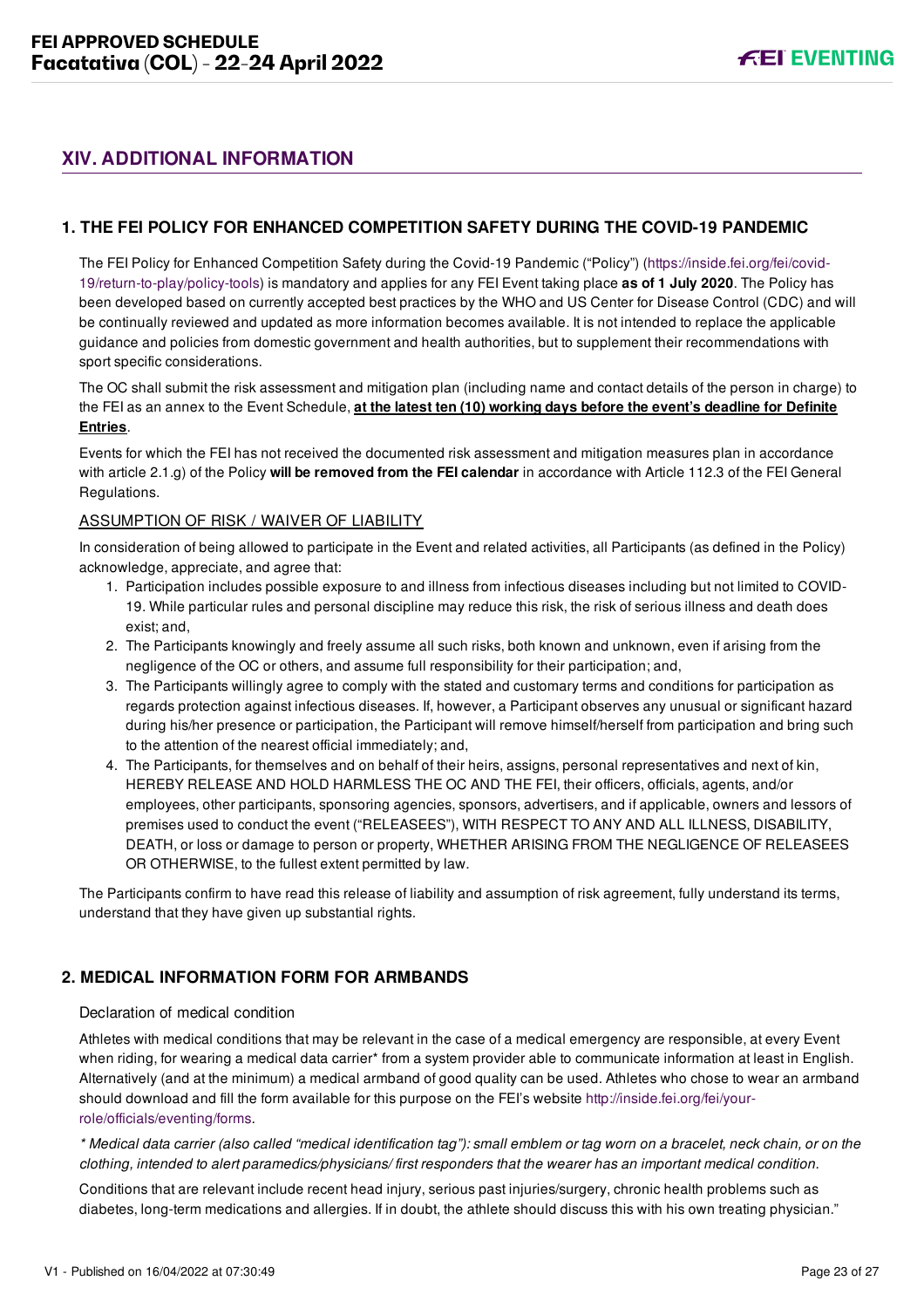## XIV. ADDITIONAL INFORMATION

### 1. THE FEI POLICY FOR ENHANCED COMPETITION SAFETY DURING THE COVID-19 PANDEMIC

The FEI Policy for Enhanced Competition Safety during the Covid-19 Pandemic ("Policy") (https://inside.fei.org/fei/covid-19/return-to-play/policy-tools) is mandatory and applies for any FEI Event taking place **as of 1 July 2020**. The Policy has been developed based on currently accepted best practices by the WHO and US Center for Disease Control (CDC) and will be continually reviewed and updated as more information becomes available. It is not intended to replace the applicable guidance and policies from domestic government and health authorities, but to supplement their recommendations with sport specific considerations.

The OC shall submit the risk assessment and mitigation plan (including name and contact details of the person in charge) to the FEI as an annex to the Event Schedule, **at the latest ten (10) working days before the event's deadline for Definite Entries**.

Events for which the FEI has not received the documented risk assessment and mitigation measures plan in accordance with article 2.1.g) of the Policy **will be removed from the FEI calendar** in accordance with Article 112.3 of the FEI General Regulations.

ASSUMPTION OF RISK / WAIVER OF LIABILITY

In consideration of being allowed to participate in the Event and related activities, all Participants (as defined in the Policy) acknowledge, appreciate, and agree that:

1. Participation includes possible exposure to and illness from infectious diseases including but not limited to COVID-19. While particular rules and personal discipline may reduce this risk, the risk of serious illness and death does exist; and,
2. The Participants knowingly and freely assume all such risks, both known and unknown, even if arising from the negligence of the OC or others, and assume full responsibility for their participation; and,
3. The Participants willingly agree to comply with the stated and customary terms and conditions for participation as regards protection against infectious diseases. If, however, a Participant observes any unusual or significant hazard during his/her presence or participation, the Participant will remove himself/herself from participation and bring such to the attention of the nearest official immediately; and,
4. The Participants, for themselves and on behalf of their heirs, assigns, personal representatives and next of kin, HEREBY RELEASE AND HOLD HARMLESS THE OC AND THE FEI, their officers, officials, agents, and/or employees, other participants, sponsoring agencies, sponsors, advertisers, and if applicable, owners and lessors of premises used to conduct the event ("RELEASEES"), WITH RESPECT TO ANY AND ALL ILLNESS, DISABILITY, DEATH, or loss or damage to person or property, WHETHER ARISING FROM THE NEGLIGENCE OF RELEASEES OR OTHERWISE, to the fullest extent permitted by law.

The Participants confirm to have read this release of liability and assumption of risk agreement, fully understand its terms, understand that they have given up substantial rights.

### 2. MEDICAL INFORMATION FORM FOR ARMBANDS

Declaration of medical condition

Athletes with medical conditions that may be relevant in the case of a medical emergency are responsible, at every Event when riding, for wearing a medical data carrier* from a system provider able to communicate information at least in English. Alternatively (and at the minimum) a medical armband of good quality can be used. Athletes who chose to wear an armband should download and fill the form available for this purpose on the FEI's website http://inside.fei.org/fei/your-role/officials/eventing/forms.

*\* Medical data carrier (also called "medical identification tag"): small emblem or tag worn on a bracelet, neck chain, or on the clothing, intended to alert paramedics/physicians/ first responders that the wearer has an important medical condition.*

Conditions that are relevant include recent head injury, serious past injuries/surgery, chronic health problems such as diabetes, long-term medications and allergies. If in doubt, the athlete should discuss this with his own treating physician."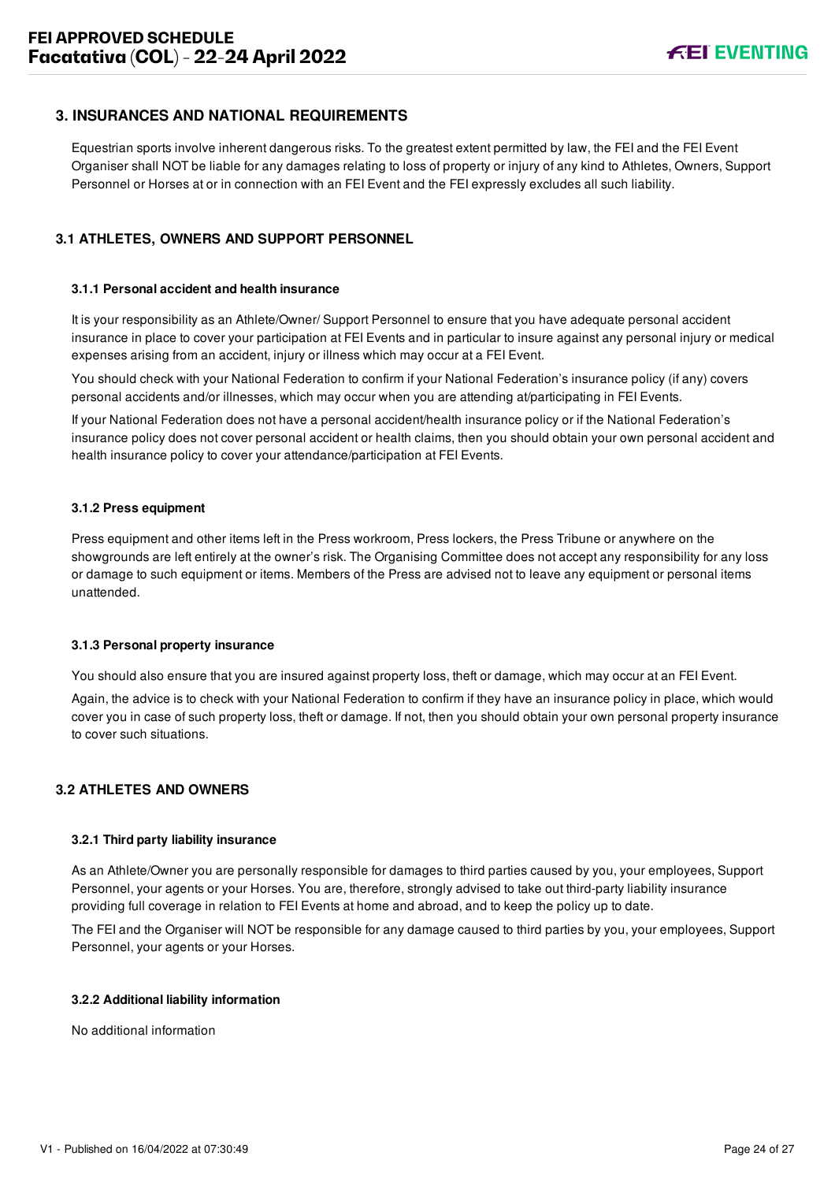## 3. INSURANCES AND NATIONAL REQUIREMENTS

Equestrian sports involve inherent dangerous risks. To the greatest extent permitted by law, the FEI and the FEI Event Organiser shall NOT be liable for any damages relating to loss of property or injury of any kind to Athletes, Owners, Support Personnel or Horses at or in connection with an FEI Event and the FEI expressly excludes all such liability.

### 3.1 ATHLETES, OWNERS AND SUPPORT PERSONNEL

#### 3.1.1 Personal accident and health insurance

It is your responsibility as an Athlete/Owner/ Support Personnel to ensure that you have adequate personal accident insurance in place to cover your participation at FEI Events and in particular to insure against any personal injury or medical expenses arising from an accident, injury or illness which may occur at a FEI Event.

You should check with your National Federation to confirm if your National Federation's insurance policy (if any) covers personal accidents and/or illnesses, which may occur when you are attending at/participating in FEI Events.

If your National Federation does not have a personal accident/health insurance policy or if the National Federation's insurance policy does not cover personal accident or health claims, then you should obtain your own personal accident and health insurance policy to cover your attendance/participation at FEI Events.

#### 3.1.2 Press equipment

Press equipment and other items left in the Press workroom, Press lockers, the Press Tribune or anywhere on the showgrounds are left entirely at the owner's risk. The Organising Committee does not accept any responsibility for any loss or damage to such equipment or items. Members of the Press are advised not to leave any equipment or personal items unattended.

#### 3.1.3 Personal property insurance

You should also ensure that you are insured against property loss, theft or damage, which may occur at an FEI Event.

Again, the advice is to check with your National Federation to confirm if they have an insurance policy in place, which would cover you in case of such property loss, theft or damage. If not, then you should obtain your own personal property insurance to cover such situations.

### 3.2 ATHLETES AND OWNERS

#### 3.2.1 Third party liability insurance

As an Athlete/Owner you are personally responsible for damages to third parties caused by you, your employees, Support Personnel, your agents or your Horses. You are, therefore, strongly advised to take out third-party liability insurance providing full coverage in relation to FEI Events at home and abroad, and to keep the policy up to date.

The FEI and the Organiser will NOT be responsible for any damage caused to third parties by you, your employees, Support Personnel, your agents or your Horses.

#### 3.2.2 Additional liability information

No additional information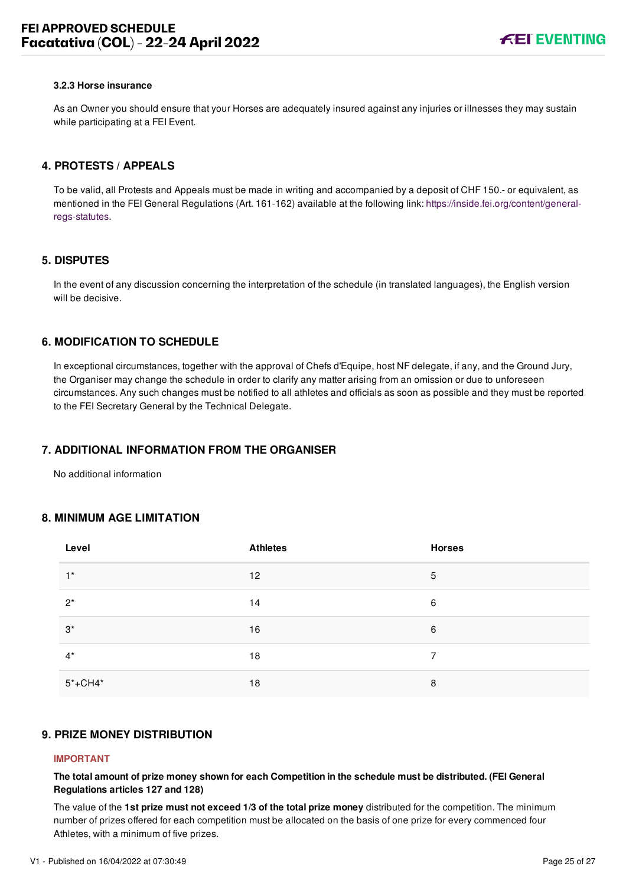#### 3.2.3 Horse insurance

As an Owner you should ensure that your Horses are adequately insured against any injuries or illnesses they may sustain while participating at a FEI Event.

## 4. PROTESTS / APPEALS

To be valid, all Protests and Appeals must be made in writing and accompanied by a deposit of CHF 150.- or equivalent, as mentioned in the FEI General Regulations (Art. 161-162) available at the following link: https://inside.fei.org/content/general-regs-statutes.

## 5. DISPUTES

In the event of any discussion concerning the interpretation of the schedule (in translated languages), the English version will be decisive.

## 6. MODIFICATION TO SCHEDULE

In exceptional circumstances, together with the approval of Chefs d'Equipe, host NF delegate, if any, and the Ground Jury, the Organiser may change the schedule in order to clarify any matter arising from an omission or due to unforeseen circumstances. Any such changes must be notified to all athletes and officials as soon as possible and they must be reported to the FEI Secretary General by the Technical Delegate.

## 7. ADDITIONAL INFORMATION FROM THE ORGANISER

No additional information

## 8. MINIMUM AGE LIMITATION

| Level | Athletes | Horses |
|---|---|---|
| 1* | 12 | 5 |
| 2* | 14 | 6 |
| 3* | 16 | 6 |
| 4* | 18 | 7 |
| 5*+CH4* | 18 | 8 |

## 9. PRIZE MONEY DISTRIBUTION

**IMPORTANT**

**The total amount of prize money shown for each Competition in the schedule must be distributed. (FEI General Regulations articles 127 and 128)**

The value of the **1st prize must not exceed 1/3 of the total prize money** distributed for the competition. The minimum number of prizes offered for each competition must be allocated on the basis of one prize for every commenced four Athletes, with a minimum of five prizes.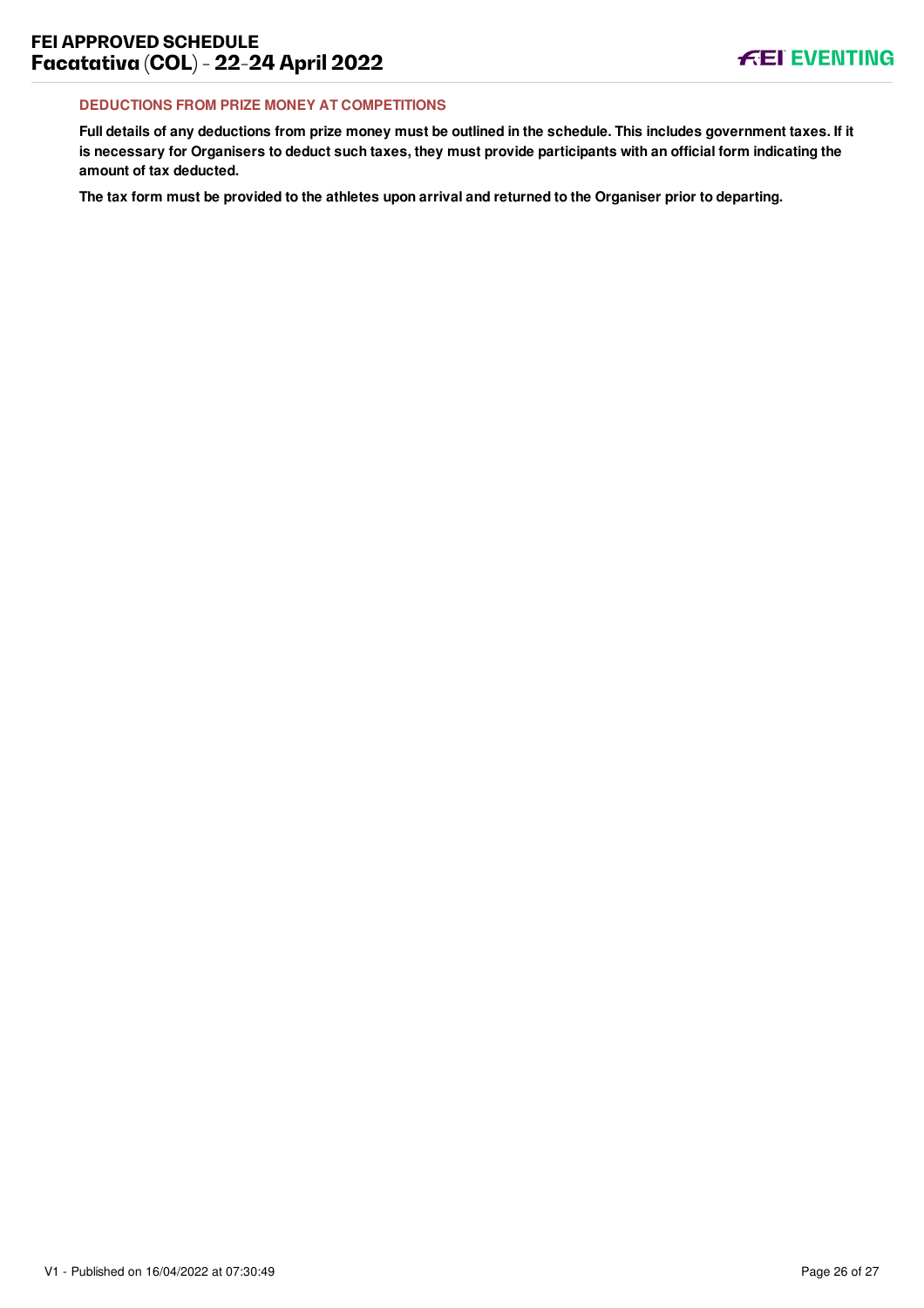### DEDUCTIONS FROM PRIZE MONEY AT COMPETITIONS

**Full details of any deductions from prize money must be outlined in the schedule. This includes government taxes. If it is necessary for Organisers to deduct such taxes, they must provide participants with an official form indicating the amount of tax deducted.**

**The tax form must be provided to the athletes upon arrival and returned to the Organiser prior to departing.**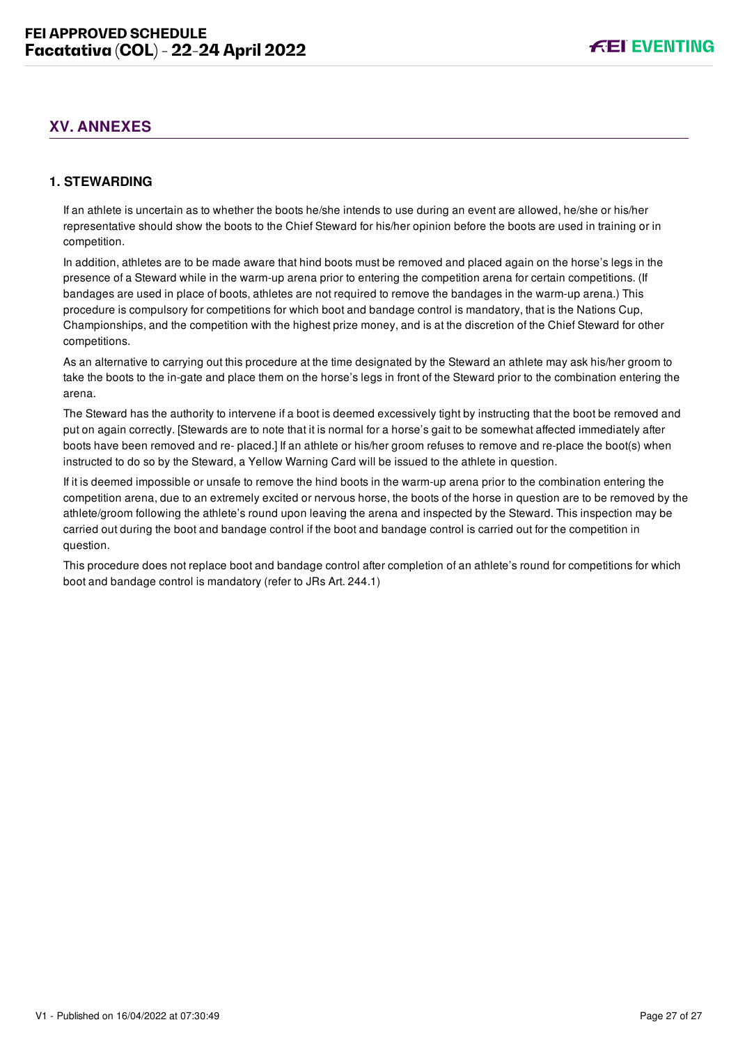## XV. ANNEXES

### 1. STEWARDING

If an athlete is uncertain as to whether the boots he/she intends to use during an event are allowed, he/she or his/her representative should show the boots to the Chief Steward for his/her opinion before the boots are used in training or in competition.

In addition, athletes are to be made aware that hind boots must be removed and placed again on the horse's legs in the presence of a Steward while in the warm-up arena prior to entering the competition arena for certain competitions. (If bandages are used in place of boots, athletes are not required to remove the bandages in the warm-up arena.) This procedure is compulsory for competitions for which boot and bandage control is mandatory, that is the Nations Cup, Championships, and the competition with the highest prize money, and is at the discretion of the Chief Steward for other competitions.

As an alternative to carrying out this procedure at the time designated by the Steward an athlete may ask his/her groom to take the boots to the in-gate and place them on the horse's legs in front of the Steward prior to the combination entering the arena.

The Steward has the authority to intervene if a boot is deemed excessively tight by instructing that the boot be removed and put on again correctly. [Stewards are to note that it is normal for a horse's gait to be somewhat affected immediately after boots have been removed and re- placed.] If an athlete or his/her groom refuses to remove and re-place the boot(s) when instructed to do so by the Steward, a Yellow Warning Card will be issued to the athlete in question.

If it is deemed impossible or unsafe to remove the hind boots in the warm-up arena prior to the combination entering the competition arena, due to an extremely excited or nervous horse, the boots of the horse in question are to be removed by the athlete/groom following the athlete's round upon leaving the arena and inspected by the Steward. This inspection may be carried out during the boot and bandage control if the boot and bandage control is carried out for the competition in question.

This procedure does not replace boot and bandage control after completion of an athlete's round for competitions for which boot and bandage control is mandatory (refer to JRs Art. 244.1)